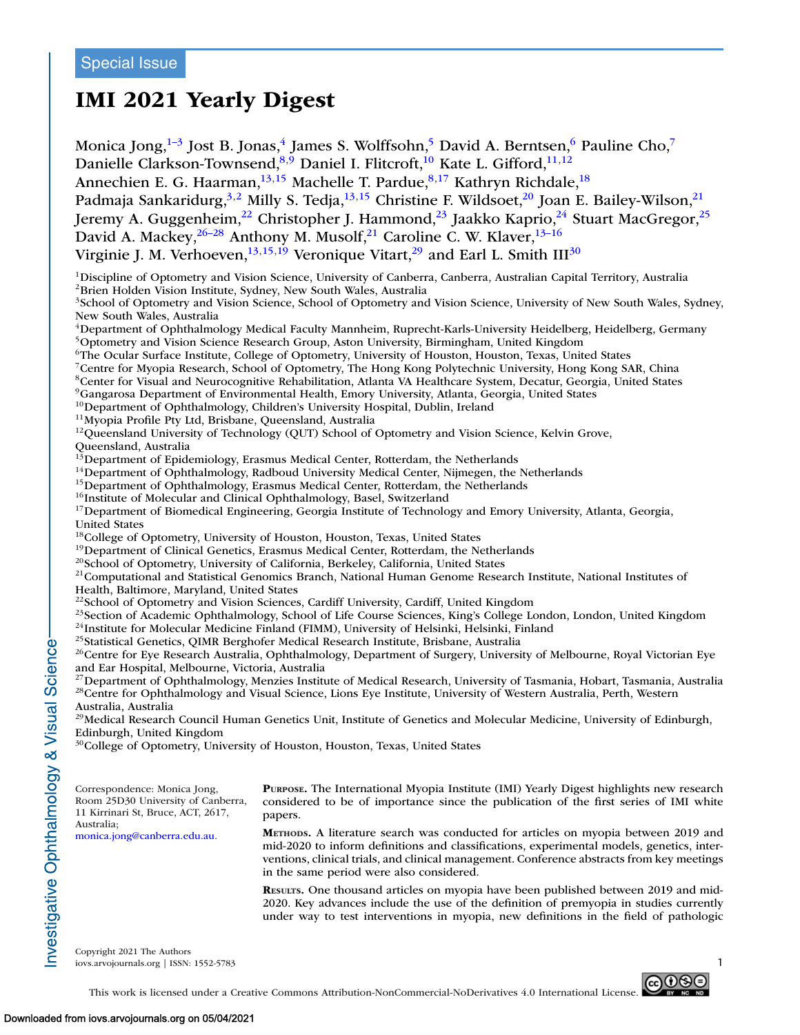Special Issue

# IMI 2021 Yearly Digest

Monica Jong,[1–3] Jost B. Jonas,[4] James S. Wolffsohn,[5] David A. Berntsen,[6] Pauline Cho,[7] Danielle Clarkson-Townsend,[8,9] Daniel I. Flitcroft,[10] Kate L. Gifford,[11,12] Annechien E. G. Haarman,[13,15] Machelle T. Pardue,[8,17] Kathryn Richdale,[18] Padmaja Sankaridurg,[3,2] Milly S. Tedja,[13,15] Christine F. Wildsoet,[20] Joan E. Bailey-Wilson,[21] Jeremy A. Guggenheim,[22] Christopher J. Hammond,[23] Jaakko Kaprio,[24] Stuart MacGregor,[25] David A. Mackey,[26–28] Anthony M. Musolf,[21] Caroline C. W. Klaver,[13–16] Virginie J. M. Verhoeven,[13,15,19] Veronique Vitart,[29] and Earl L. Smith III[30]

[1]Discipline of Optometry and Vision Science, University of Canberra, Canberra, Australian Capital Territory, Australia
[2]Brien Holden Vision Institute, Sydney, New South Wales, Australia
[3]School of Optometry and Vision Science, School of Optometry and Vision Science, University of New South Wales, Sydney, New South Wales, Australia
[4]Department of Ophthalmology Medical Faculty Mannheim, Ruprecht-Karls-University Heidelberg, Heidelberg, Germany
[5]Optometry and Vision Science Research Group, Aston University, Birmingham, United Kingdom
[6]The Ocular Surface Institute, College of Optometry, University of Houston, Houston, Texas, United States
[7]Centre for Myopia Research, School of Optometry, The Hong Kong Polytechnic University, Hong Kong SAR, China
[8]Center for Visual and Neurocognitive Rehabilitation, Atlanta VA Healthcare System, Decatur, Georgia, United States
[9]Gangarosa Department of Environmental Health, Emory University, Atlanta, Georgia, United States
[10]Department of Ophthalmology, Children's University Hospital, Dublin, Ireland
[11]Myopia Profile Pty Ltd, Brisbane, Queensland, Australia
[12]Queensland University of Technology (QUT) School of Optometry and Vision Science, Kelvin Grove, Queensland, Australia
[13]Department of Epidemiology, Erasmus Medical Center, Rotterdam, the Netherlands
[14]Department of Ophthalmology, Radboud University Medical Center, Nijmegen, the Netherlands
[15]Department of Ophthalmology, Erasmus Medical Center, Rotterdam, the Netherlands
[16]Institute of Molecular and Clinical Ophthalmology, Basel, Switzerland
[17]Department of Biomedical Engineering, Georgia Institute of Technology and Emory University, Atlanta, Georgia, United States
[18]College of Optometry, University of Houston, Houston, Texas, United States
[19]Department of Clinical Genetics, Erasmus Medical Center, Rotterdam, the Netherlands
[20]School of Optometry, University of California, Berkeley, California, United States
[21]Computational and Statistical Genomics Branch, National Human Genome Research Institute, National Institutes of Health, Baltimore, Maryland, United States
[22]School of Optometry and Vision Sciences, Cardiff University, Cardiff, United Kingdom
[23]Section of Academic Ophthalmology, School of Life Course Sciences, King's College London, London, United Kingdom
[24]Institute for Molecular Medicine Finland (FIMM), University of Helsinki, Helsinki, Finland
[25]Statistical Genetics, QIMR Berghofer Medical Research Institute, Brisbane, Australia
[26]Centre for Eye Research Australia, Ophthalmology, Department of Surgery, University of Melbourne, Royal Victorian Eye and Ear Hospital, Melbourne, Victoria, Australia
[27]Department of Ophthalmology, Menzies Institute of Medical Research, University of Tasmania, Hobart, Tasmania, Australia
[28]Centre for Ophthalmology and Visual Science, Lions Eye Institute, University of Western Australia, Perth, Western Australia, Australia
[29]Medical Research Council Human Genetics Unit, Institute of Genetics and Molecular Medicine, University of Edinburgh, Edinburgh, United Kingdom
[30]College of Optometry, University of Houston, Houston, Texas, United States

Correspondence: Monica Jong, Room 25D30 University of Canberra, 11 Kirrinari St, Bruce, ACT, 2617, Australia; monica.jong@canberra.edu.au.

**Purpose.** The International Myopia Institute (IMI) Yearly Digest highlights new research considered to be of importance since the publication of the first series of IMI white papers.

**Methods.** A literature search was conducted for articles on myopia between 2019 and mid-2020 to inform definitions and classifications, experimental models, genetics, interventions, clinical trials, and clinical management. Conference abstracts from key meetings in the same period were also considered.

**Results.** One thousand articles on myopia have been published between 2019 and mid-2020. Key advances include the use of the definition of premyopia in studies currently under way to test interventions in myopia, new definitions in the field of pathologic

Copyright 2021 The Authors

This work is licensed under a Creative Commons Attribution-NonCommercial-NoDerivatives 4.0 International License.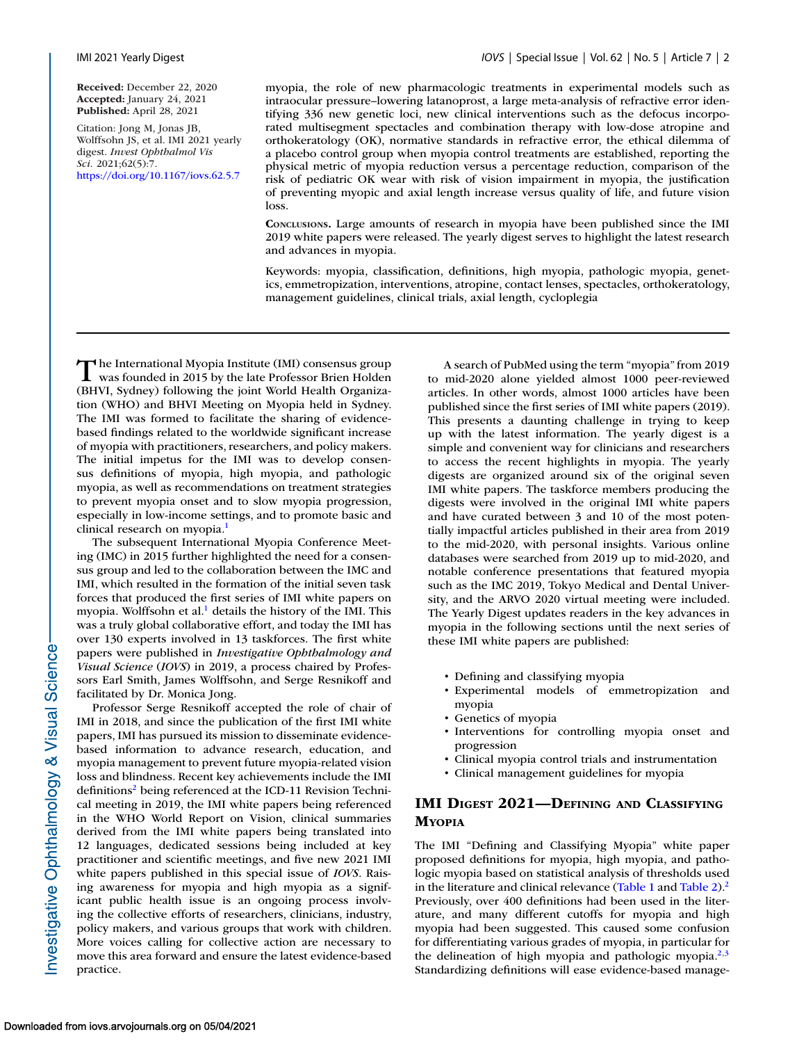**Received:** December 22, 2020
**Accepted:** January 24, 2021
**Published:** April 28, 2021

Citation: Jong M, Jonas JB, Wolffsohn JS, et al. IMI 2021 yearly digest. *Invest Ophthalmol Vis Sci.* 2021;62(5):7. https://doi.org/10.1167/iovs.62.5.7

myopia, the role of new pharmacologic treatments in experimental models such as intraocular pressure–lowering latanoprost, a large meta-analysis of refractive error identifying 336 new genetic loci, new clinical interventions such as the defocus incorporated multisegment spectacles and combination therapy with low-dose atropine and orthokeratology (OK), normative standards in refractive error, the ethical dilemma of a placebo control group when myopia control treatments are established, reporting the physical metric of myopia reduction versus a percentage reduction, comparison of the risk of pediatric OK wear with risk of vision impairment in myopia, the justification of preventing myopic and axial length increase versus quality of life, and future vision loss.

**Conclusions.** Large amounts of research in myopia have been published since the IMI 2019 white papers were released. The yearly digest serves to highlight the latest research and advances in myopia.

Keywords: myopia, classification, definitions, high myopia, pathologic myopia, genetics, emmetropization, interventions, atropine, contact lenses, spectacles, orthokeratology, management guidelines, clinical trials, axial length, cycloplegia

The International Myopia Institute (IMI) consensus group was founded in 2015 by the late Professor Brien Holden (BHVI, Sydney) following the joint World Health Organization (WHO) and BHVI Meeting on Myopia held in Sydney. The IMI was formed to facilitate the sharing of evidence-based findings related to the worldwide significant increase of myopia with practitioners, researchers, and policy makers. The initial impetus for the IMI was to develop consensus definitions of myopia, high myopia, and pathologic myopia, as well as recommendations on treatment strategies to prevent myopia onset and to slow myopia progression, especially in low-income settings, and to promote basic and clinical research on myopia.[1]

The subsequent International Myopia Conference Meeting (IMC) in 2015 further highlighted the need for a consensus group and led to the collaboration between the IMC and IMI, which resulted in the formation of the initial seven task forces that produced the first series of IMI white papers on myopia. Wolffsohn et al.[1] details the history of the IMI. This was a truly global collaborative effort, and today the IMI has over 130 experts involved in 13 taskforces. The first white papers were published in *Investigative Ophthalmology and Visual Science* (*IOVS*) in 2019, a process chaired by Professors Earl Smith, James Wolffsohn, and Serge Resnikoff and facilitated by Dr. Monica Jong.

Professor Serge Resnikoff accepted the role of chair of IMI in 2018, and since the publication of the first IMI white papers, IMI has pursued its mission to disseminate evidence-based information to advance research, education, and myopia management to prevent future myopia-related vision loss and blindness. Recent key achievements include the IMI definitions[2] being referenced at the ICD-11 Revision Technical meeting in 2019, the IMI white papers being referenced in the WHO World Report on Vision, clinical summaries derived from the IMI white papers being translated into 12 languages, dedicated sessions being included at key practitioner and scientific meetings, and five new 2021 IMI white papers published in this special issue of *IOVS*. Raising awareness for myopia and high myopia as a significant public health issue is an ongoing process involving the collective efforts of researchers, clinicians, industry, policy makers, and various groups that work with children. More voices calling for collective action are necessary to move this area forward and ensure the latest evidence-based practice.

A search of PubMed using the term "myopia" from 2019 to mid-2020 alone yielded almost 1000 peer-reviewed articles. In other words, almost 1000 articles have been published since the first series of IMI white papers (2019). This presents a daunting challenge in trying to keep up with the latest information. The yearly digest is a simple and convenient way for clinicians and researchers to access the recent highlights in myopia. The yearly digests are organized around six of the original seven IMI white papers. The taskforce members producing the digests were involved in the original IMI white papers and have curated between 3 and 10 of the most potentially impactful articles published in their area from 2019 to the mid-2020, with personal insights. Various online databases were searched from 2019 up to mid-2020, and notable conference presentations that featured myopia such as the IMC 2019, Tokyo Medical and Dental University, and the ARVO 2020 virtual meeting were included. The Yearly Digest updates readers in the key advances in myopia in the following sections until the next series of these IMI white papers are published:

- Defining and classifying myopia
- Experimental models of emmetropization and myopia
- Genetics of myopia
- Interventions for controlling myopia onset and progression
- Clinical myopia control trials and instrumentation
- Clinical management guidelines for myopia

## IMI Digest 2021—Defining and Classifying Myopia

The IMI "Defining and Classifying Myopia" white paper proposed definitions for myopia, high myopia, and pathologic myopia based on statistical analysis of thresholds used in the literature and clinical relevance (Table 1 and Table 2).[2] Previously, over 400 definitions had been used in the literature, and many different cutoffs for myopia and high myopia had been suggested. This caused some confusion for differentiating various grades of myopia, in particular for the delineation of high myopia and pathologic myopia.[2,3] Standardizing definitions will ease evidence-based manage-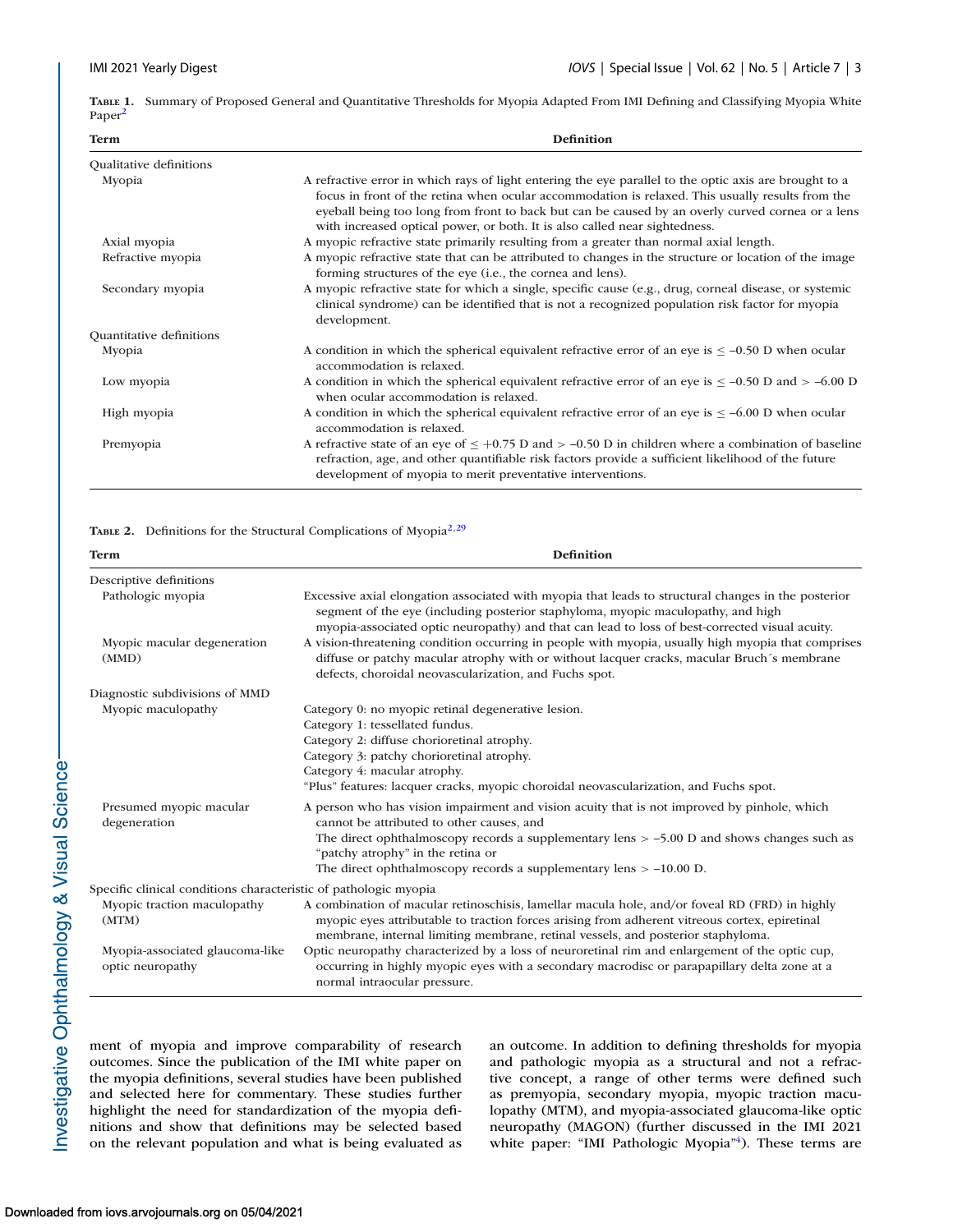**Table 1.** Summary of Proposed General and Quantitative Thresholds for Myopia Adapted From IMI Defining and Classifying Myopia White Paper[2]

| Term | Definition |
|---|---|
| Qualitative definitions | |
| Myopia | A refractive error in which rays of light entering the eye parallel to the optic axis are brought to a focus in front of the retina when ocular accommodation is relaxed. This usually results from the eyeball being too long from front to back but can be caused by an overly curved cornea or a lens with increased optical power, or both. It is also called near sightedness. |
| Axial myopia | A myopic refractive state primarily resulting from a greater than normal axial length. |
| Refractive myopia | A myopic refractive state that can be attributed to changes in the structure or location of the image forming structures of the eye (i.e., the cornea and lens). |
| Secondary myopia | A myopic refractive state for which a single, specific cause (e.g., drug, corneal disease, or systemic clinical syndrome) can be identified that is not a recognized population risk factor for myopia development. |
| Quantitative definitions | |
| Myopia | A condition in which the spherical equivalent refractive error of an eye is ≤ –0.50 D when ocular accommodation is relaxed. |
| Low myopia | A condition in which the spherical equivalent refractive error of an eye is ≤ –0.50 D and > –6.00 D when ocular accommodation is relaxed. |
| High myopia | A condition in which the spherical equivalent refractive error of an eye is ≤ –6.00 D when ocular accommodation is relaxed. |
| Premyopia | A refractive state of an eye of ≤ +0.75 D and > –0.50 D in children where a combination of baseline refraction, age, and other quantifiable risk factors provide a sufficient likelihood of the future development of myopia to merit preventative interventions. |

**Table 2.** Definitions for the Structural Complications of Myopia[2,29]

| Term | Definition |
|---|---|
| Descriptive definitions | |
| Pathologic myopia | Excessive axial elongation associated with myopia that leads to structural changes in the posterior segment of the eye (including posterior staphyloma, myopic maculopathy, and high myopia-associated optic neuropathy) and that can lead to loss of best-corrected visual acuity. |
| Myopic macular degeneration (MMD) | A vision-threatening condition occurring in people with myopia, usually high myopia that comprises diffuse or patchy macular atrophy with or without lacquer cracks, macular Bruch´s membrane defects, choroidal neovascularization, and Fuchs spot. |
| Diagnostic subdivisions of MMD | |
| Myopic maculopathy | Category 0: no myopic retinal degenerative lesion.<br>Category 1: tessellated fundus.<br>Category 2: diffuse chorioretinal atrophy.<br>Category 3: patchy chorioretinal atrophy.<br>Category 4: macular atrophy.<br>"Plus" features: lacquer cracks, myopic choroidal neovascularization, and Fuchs spot. |
| Presumed myopic macular degeneration | A person who has vision impairment and vision acuity that is not improved by pinhole, which cannot be attributed to other causes, and<br>The direct ophthalmoscopy records a supplementary lens > –5.00 D and shows changes such as "patchy atrophy" in the retina or<br>The direct ophthalmoscopy records a supplementary lens > –10.00 D. |
| Specific clinical conditions characteristic of pathologic myopia | |
| Myopic traction maculopathy (MTM) | A combination of macular retinoschisis, lamellar macula hole, and/or foveal RD (FRD) in highly myopic eyes attributable to traction forces arising from adherent vitreous cortex, epiretinal membrane, internal limiting membrane, retinal vessels, and posterior staphyloma. |
| Myopia-associated glaucoma-like optic neuropathy | Optic neuropathy characterized by a loss of neuroretinal rim and enlargement of the optic cup, occurring in highly myopic eyes with a secondary macrodisc or parapapillary delta zone at a normal intraocular pressure. |

ment of myopia and improve comparability of research outcomes. Since the publication of the IMI white paper on the myopia definitions, several studies have been published and selected here for commentary. These studies further highlight the need for standardization of the myopia definitions and show that definitions may be selected based on the relevant population and what is being evaluated as an outcome. In addition to defining thresholds for myopia and pathologic myopia as a structural and not a refractive concept, a range of other terms were defined such as premyopia, secondary myopia, myopic traction maculopathy (MTM), and myopia-associated glaucoma-like optic neuropathy (MAGON) (further discussed in the IMI 2021 white paper: "IMI Pathologic Myopia"[4]). These terms are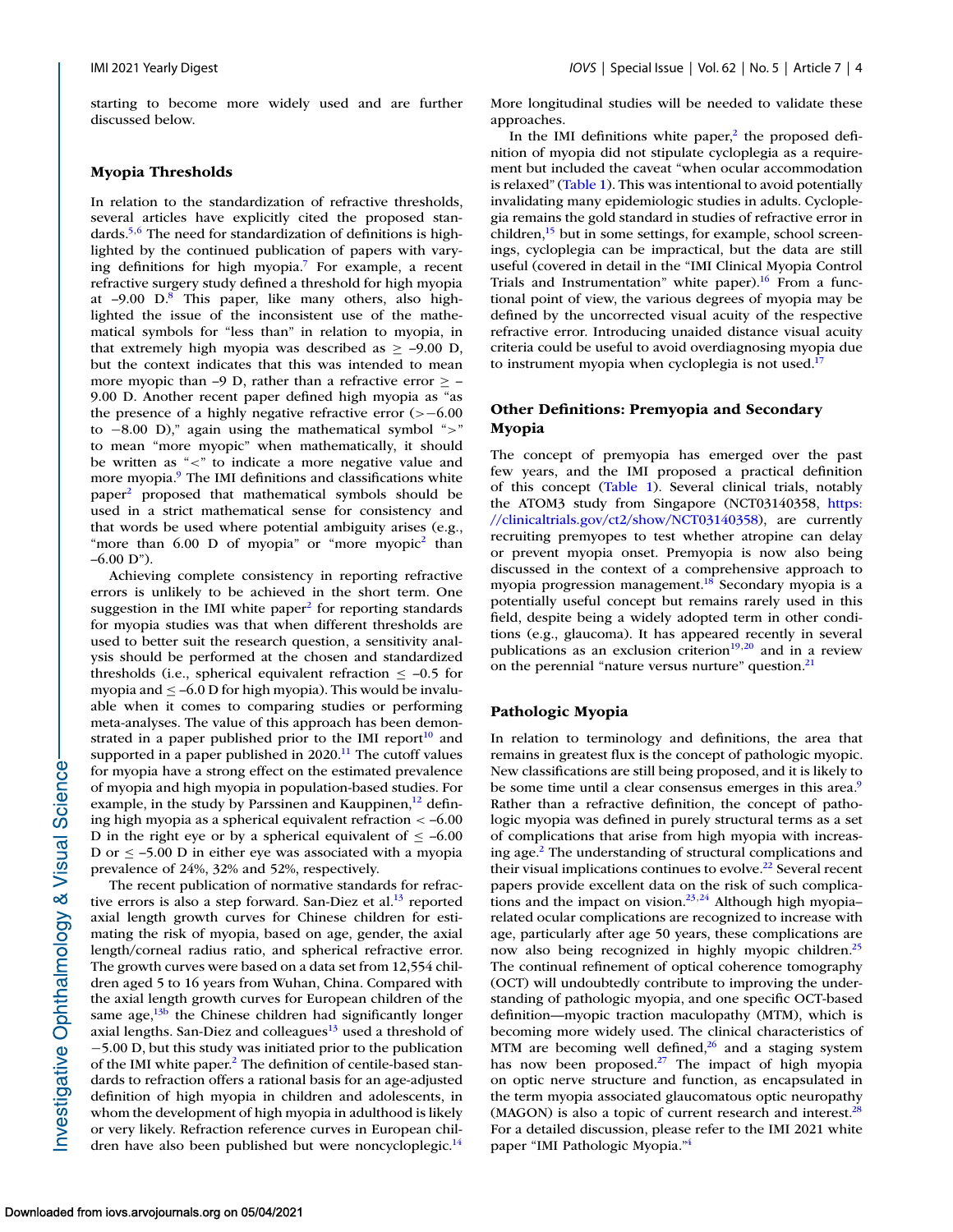starting to become more widely used and are further discussed below.

## Myopia Thresholds

In relation to the standardization of refractive thresholds, several articles have explicitly cited the proposed standards.[5,6] The need for standardization of definitions is highlighted by the continued publication of papers with varying definitions for high myopia.[7] For example, a recent refractive surgery study defined a threshold for high myopia at –9.00 D.[8] This paper, like many others, also highlighted the issue of the inconsistent use of the mathematical symbols for "less than" in relation to myopia, in that extremely high myopia was described as ≥ –9.00 D, but the context indicates that this was intended to mean more myopic than –9 D, rather than a refractive error ≥ –9.00 D. Another recent paper defined high myopia as "as the presence of a highly negative refractive error (>−6.00 to −8.00 D)," again using the mathematical symbol ">" to mean "more myopic" when mathematically, it should be written as "<" to indicate a more negative value and more myopia.[9] The IMI definitions and classifications white paper[2] proposed that mathematical symbols should be used in a strict mathematical sense for consistency and that words be used where potential ambiguity arises (e.g., "more than 6.00 D of myopia" or "more myopic[2] than –6.00 D").

Achieving complete consistency in reporting refractive errors is unlikely to be achieved in the short term. One suggestion in the IMI white paper[2] for reporting standards for myopia studies was that when different thresholds are used to better suit the research question, a sensitivity analysis should be performed at the chosen and standardized thresholds (i.e., spherical equivalent refraction ≤ –0.5 for myopia and ≤ –6.0 D for high myopia). This would be invaluable when it comes to comparing studies or performing meta-analyses. The value of this approach has been demonstrated in a paper published prior to the IMI report[10] and supported in a paper published in 2020.[11] The cutoff values for myopia have a strong effect on the estimated prevalence of myopia and high myopia in population-based studies. For example, in the study by Parssinen and Kauppinen,[12] defining high myopia as a spherical equivalent refraction < –6.00 D in the right eye or by a spherical equivalent of ≤ –6.00 D or ≤ –5.00 D in either eye was associated with a myopia prevalence of 24%, 32% and 52%, respectively.

The recent publication of normative standards for refractive errors is also a step forward. San-Diez et al.[13] reported axial length growth curves for Chinese children for estimating the risk of myopia, based on age, gender, the axial length/corneal radius ratio, and spherical refractive error. The growth curves were based on a data set from 12,554 children aged 5 to 16 years from Wuhan, China. Compared with the axial length growth curves for European children of the same age,[13b] the Chinese children had significantly longer axial lengths. San-Diez and colleagues[13] used a threshold of −5.00 D, but this study was initiated prior to the publication of the IMI white paper.[2] The definition of centile-based standards to refraction offers a rational basis for an age-adjusted definition of high myopia in children and adolescents, in whom the development of high myopia in adulthood is likely or very likely. Refraction reference curves in European children have also been published but were noncycloplegic.[14] More longitudinal studies will be needed to validate these approaches.

In the IMI definitions white paper,[2] the proposed definition of myopia did not stipulate cycloplegia as a requirement but included the caveat "when ocular accommodation is relaxed" (Table 1). This was intentional to avoid potentially invalidating many epidemiologic studies in adults. Cycloplegia remains the gold standard in studies of refractive error in children,[15] but in some settings, for example, school screenings, cycloplegia can be impractical, but the data are still useful (covered in detail in the "IMI Clinical Myopia Control Trials and Instrumentation" white paper).[16] From a functional point of view, the various degrees of myopia may be defined by the uncorrected visual acuity of the respective refractive error. Introducing unaided distance visual acuity criteria could be useful to avoid overdiagnosing myopia due to instrument myopia when cycloplegia is not used.[17]

## Other Definitions: Premyopia and Secondary Myopia

The concept of premyopia has emerged over the past few years, and the IMI proposed a practical definition of this concept (Table 1). Several clinical trials, notably the ATOM3 study from Singapore (NCT03140358, https://clinicaltrials.gov/ct2/show/NCT03140358), are currently recruiting premyopes to test whether atropine can delay or prevent myopia onset. Premyopia is now also being discussed in the context of a comprehensive approach to myopia progression management.[18] Secondary myopia is a potentially useful concept but remains rarely used in this field, despite being a widely adopted term in other conditions (e.g., glaucoma). It has appeared recently in several publications as an exclusion criterion[19,20] and in a review on the perennial "nature versus nurture" question.[21]

## Pathologic Myopia

In relation to terminology and definitions, the area that remains in greatest flux is the concept of pathologic myopic. New classifications are still being proposed, and it is likely to be some time until a clear consensus emerges in this area.[9] Rather than a refractive definition, the concept of pathologic myopia was defined in purely structural terms as a set of complications that arise from high myopia with increasing age.[2] The understanding of structural complications and their visual implications continues to evolve.[22] Several recent papers provide excellent data on the risk of such complications and the impact on vision.[23,24] Although high myopia–related ocular complications are recognized to increase with age, particularly after age 50 years, these complications are now also being recognized in highly myopic children.[25] The continual refinement of optical coherence tomography (OCT) will undoubtedly contribute to improving the understanding of pathologic myopia, and one specific OCT-based definition—myopic traction maculopathy (MTM), which is becoming more widely used. The clinical characteristics of MTM are becoming well defined,[26] and a staging system has now been proposed.[27] The impact of high myopia on optic nerve structure and function, as encapsulated in the term myopia associated glaucomatous optic neuropathy (MAGON) is also a topic of current research and interest.[28] For a detailed discussion, please refer to the IMI 2021 white paper "IMI Pathologic Myopia."[4]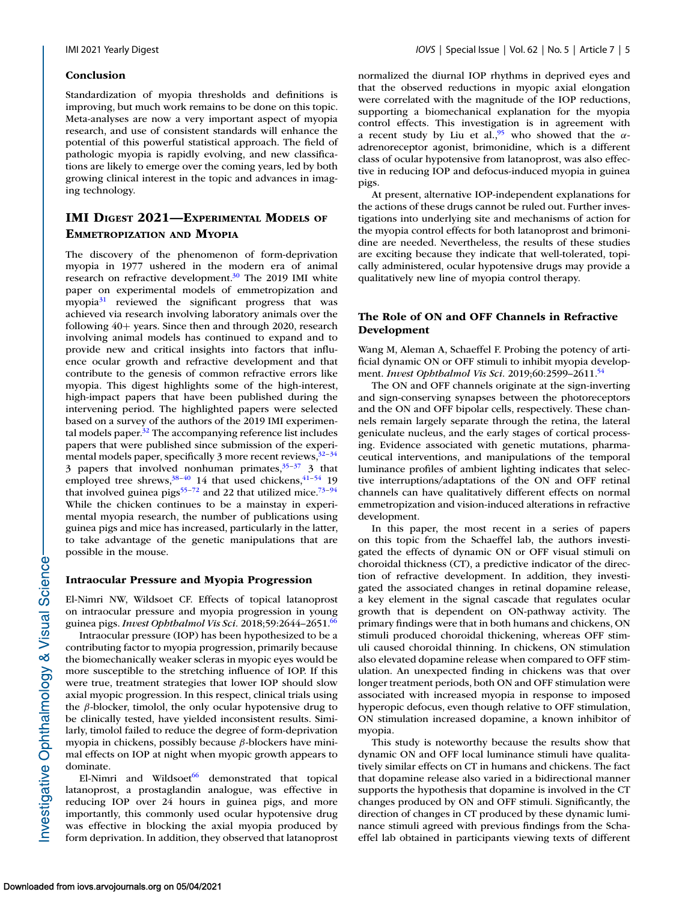## Conclusion

Standardization of myopia thresholds and definitions is improving, but much work remains to be done on this topic. Meta-analyses are now a very important aspect of myopia research, and use of consistent standards will enhance the potential of this powerful statistical approach. The field of pathologic myopia is rapidly evolving, and new classifications are likely to emerge over the coming years, led by both growing clinical interest in the topic and advances in imaging technology.

# IMI Digest 2021—Experimental Models of Emmetropization and Myopia

The discovery of the phenomenon of form-deprivation myopia in 1977 ushered in the modern era of animal research on refractive development.[30] The 2019 IMI white paper on experimental models of emmetropization and myopia[31] reviewed the significant progress that was achieved via research involving laboratory animals over the following 40+ years. Since then and through 2020, research involving animal models has continued to expand and to provide new and critical insights into factors that influence ocular growth and refractive development and that contribute to the genesis of common refractive errors like myopia. This digest highlights some of the high-interest, high-impact papers that have been published during the intervening period. The highlighted papers were selected based on a survey of the authors of the 2019 IMI experimental models paper.[32] The accompanying reference list includes papers that were published since submission of the experimental models paper, specifically 3 more recent reviews,[32–34] 3 papers that involved nonhuman primates,[35–37] 3 that employed tree shrews,[38–40] 14 that used chickens,[41–54] 19 that involved guinea pigs[55–72] and 22 that utilized mice.[73–94] While the chicken continues to be a mainstay in experimental myopia research, the number of publications using guinea pigs and mice has increased, particularly in the latter, to take advantage of the genetic manipulations that are possible in the mouse.

## Intraocular Pressure and Myopia Progression

El-Nimri NW, Wildsoet CF. Effects of topical latanoprost on intraocular pressure and myopia progression in young guinea pigs. *Invest Ophthalmol Vis Sci*. 2018;59:2644–2651.[66]

Intraocular pressure (IOP) has been hypothesized to be a contributing factor to myopia progression, primarily because the biomechanically weaker scleras in myopic eyes would be more susceptible to the stretching influence of IOP. If this were true, treatment strategies that lower IOP should slow axial myopic progression. In this respect, clinical trials using the $\beta$-blocker, timolol, the only ocular hypotensive drug to be clinically tested, have yielded inconsistent results. Similarly, timolol failed to reduce the degree of form-deprivation myopia in chickens, possibly because $\beta$-blockers have minimal effects on IOP at night when myopic growth appears to dominate.

El-Nimri and Wildsoet[66] demonstrated that topical latanoprost, a prostaglandin analogue, was effective in reducing IOP over 24 hours in guinea pigs, and more importantly, this commonly used ocular hypotensive drug was effective in blocking the axial myopia produced by form deprivation. In addition, they observed that latanoprost normalized the diurnal IOP rhythms in deprived eyes and that the observed reductions in myopic axial elongation were correlated with the magnitude of the IOP reductions, supporting a biomechanical explanation for the myopia control effects. This investigation is in agreement with a recent study by Liu et al.,[95] who showed that the $\alpha$-adrenoreceptor agonist, brimonidine, which is a different class of ocular hypotensive from latanoprost, was also effective in reducing IOP and defocus-induced myopia in guinea pigs.

At present, alternative IOP-independent explanations for the actions of these drugs cannot be ruled out. Further investigations into underlying site and mechanisms of action for the myopia control effects for both latanoprost and brimonidine are needed. Nevertheless, the results of these studies are exciting because they indicate that well-tolerated, topically administered, ocular hypotensive drugs may provide a qualitatively new line of myopia control therapy.

## The Role of ON and OFF Channels in Refractive Development

Wang M, Aleman A, Schaeffel F. Probing the potency of artificial dynamic ON or OFF stimuli to inhibit myopia development. *Invest Ophthalmol Vis Sci*. 2019;60:2599–2611.[54]

The ON and OFF channels originate at the sign-inverting and sign-conserving synapses between the photoreceptors and the ON and OFF bipolar cells, respectively. These channels remain largely separate through the retina, the lateral geniculate nucleus, and the early stages of cortical processing. Evidence associated with genetic mutations, pharmaceutical interventions, and manipulations of the temporal luminance profiles of ambient lighting indicates that selective interruptions/adaptations of the ON and OFF retinal channels can have qualitatively different effects on normal emmetropization and vision-induced alterations in refractive development.

In this paper, the most recent in a series of papers on this topic from the Schaeffel lab, the authors investigated the effects of dynamic ON or OFF visual stimuli on choroidal thickness (CT), a predictive indicator of the direction of refractive development. In addition, they investigated the associated changes in retinal dopamine release, a key element in the signal cascade that regulates ocular growth that is dependent on ON-pathway activity. The primary findings were that in both humans and chickens, ON stimuli produced choroidal thickening, whereas OFF stimuli caused choroidal thinning. In chickens, ON stimulation also elevated dopamine release when compared to OFF stimulation. An unexpected finding in chickens was that over longer treatment periods, both ON and OFF stimulation were associated with increased myopia in response to imposed hyperopic defocus, even though relative to OFF stimulation, ON stimulation increased dopamine, a known inhibitor of myopia.

This study is noteworthy because the results show that dynamic ON and OFF local luminance stimuli have qualitatively similar effects on CT in humans and chickens. The fact that dopamine release also varied in a bidirectional manner supports the hypothesis that dopamine is involved in the CT changes produced by ON and OFF stimuli. Significantly, the direction of changes in CT produced by these dynamic luminance stimuli agreed with previous findings from the Schaeffel lab obtained in participants viewing texts of different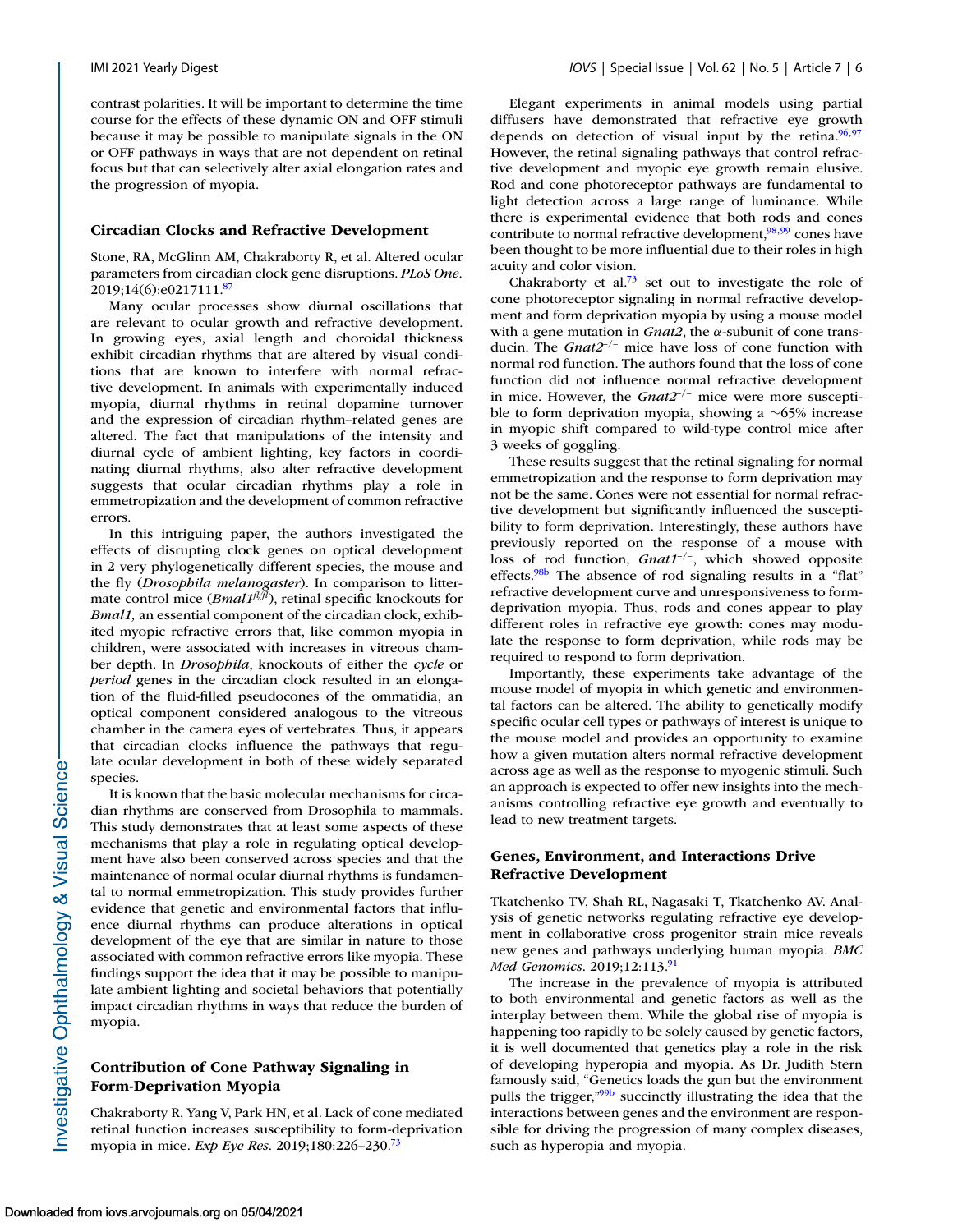contrast polarities. It will be important to determine the time course for the effects of these dynamic ON and OFF stimuli because it may be possible to manipulate signals in the ON or OFF pathways in ways that are not dependent on retinal focus but that can selectively alter axial elongation rates and the progression of myopia.

### Circadian Clocks and Refractive Development

Stone, RA, McGlinn AM, Chakraborty R, et al. Altered ocular parameters from circadian clock gene disruptions. *PLoS One*. 2019;14(6):e0217111.[87]

Many ocular processes show diurnal oscillations that are relevant to ocular growth and refractive development. In growing eyes, axial length and choroidal thickness exhibit circadian rhythms that are altered by visual conditions that are known to interfere with normal refractive development. In animals with experimentally induced myopia, diurnal rhythms in retinal dopamine turnover and the expression of circadian rhythm–related genes are altered. The fact that manipulations of the intensity and diurnal cycle of ambient lighting, key factors in coordinating diurnal rhythms, also alter refractive development suggests that ocular circadian rhythms play a role in emmetropization and the development of common refractive errors.

In this intriguing paper, the authors investigated the effects of disrupting clock genes on optical development in 2 very phylogenetically different species, the mouse and the fly (*Drosophila melanogaster*). In comparison to littermate control mice (*Bmal1*$^{fl/fl}$), retinal specific knockouts for *Bmal1,* an essential component of the circadian clock, exhibited myopic refractive errors that, like common myopia in children, were associated with increases in vitreous chamber depth. In *Drosophila*, knockouts of either the *cycle* or *period* genes in the circadian clock resulted in an elongation of the fluid-filled pseudocones of the ommatidia, an optical component considered analogous to the vitreous chamber in the camera eyes of vertebrates. Thus, it appears that circadian clocks influence the pathways that regulate ocular development in both of these widely separated species.

It is known that the basic molecular mechanisms for circadian rhythms are conserved from Drosophila to mammals. This study demonstrates that at least some aspects of these mechanisms that play a role in regulating optical development have also been conserved across species and that the maintenance of normal ocular diurnal rhythms is fundamental to normal emmetropization. This study provides further evidence that genetic and environmental factors that influence diurnal rhythms can produce alterations in optical development of the eye that are similar in nature to those associated with common refractive errors like myopia. These findings support the idea that it may be possible to manipulate ambient lighting and societal behaviors that potentially impact circadian rhythms in ways that reduce the burden of myopia.

### Contribution of Cone Pathway Signaling in Form-Deprivation Myopia

Chakraborty R, Yang V, Park HN, et al. Lack of cone mediated retinal function increases susceptibility to form-deprivation myopia in mice. *Exp Eye Res*. 2019;180:226–230.[73]

Elegant experiments in animal models using partial diffusers have demonstrated that refractive eye growth depends on detection of visual input by the retina.[96,97] However, the retinal signaling pathways that control refractive development and myopic eye growth remain elusive. Rod and cone photoreceptor pathways are fundamental to light detection across a large range of luminance. While there is experimental evidence that both rods and cones contribute to normal refractive development,[98,99] cones have been thought to be more influential due to their roles in high acuity and color vision.

Chakraborty et al.[73] set out to investigate the role of cone photoreceptor signaling in normal refractive development and form deprivation myopia by using a mouse model with a gene mutation in *Gnat2*, the $\alpha$-subunit of cone transducin. The *Gnat2*$^{-/-}$ mice have loss of cone function with normal rod function. The authors found that the loss of cone function did not influence normal refractive development in mice. However, the *Gnat2*$^{-/-}$ mice were more susceptible to form deprivation myopia, showing a ~65% increase in myopic shift compared to wild-type control mice after 3 weeks of goggling.

These results suggest that the retinal signaling for normal emmetropization and the response to form deprivation may not be the same. Cones were not essential for normal refractive development but significantly influenced the susceptibility to form deprivation. Interestingly, these authors have previously reported on the response of a mouse with loss of rod function, *Gnat1*$^{-/-}$, which showed opposite effects.[98b] The absence of rod signaling results in a "flat" refractive development curve and unresponsiveness to form-deprivation myopia. Thus, rods and cones appear to play different roles in refractive eye growth: cones may modulate the response to form deprivation, while rods may be required to respond to form deprivation.

Importantly, these experiments take advantage of the mouse model of myopia in which genetic and environmental factors can be altered. The ability to genetically modify specific ocular cell types or pathways of interest is unique to the mouse model and provides an opportunity to examine how a given mutation alters normal refractive development across age as well as the response to myogenic stimuli. Such an approach is expected to offer new insights into the mechanisms controlling refractive eye growth and eventually to lead to new treatment targets.

### Genes, Environment, and Interactions Drive Refractive Development

Tkatchenko TV, Shah RL, Nagasaki T, Tkatchenko AV. Analysis of genetic networks regulating refractive eye development in collaborative cross progenitor strain mice reveals new genes and pathways underlying human myopia. *BMC Med Genomics*. 2019;12:113.[91]

The increase in the prevalence of myopia is attributed to both environmental and genetic factors as well as the interplay between them. While the global rise of myopia is happening too rapidly to be solely caused by genetic factors, it is well documented that genetics play a role in the risk of developing hyperopia and myopia. As Dr. Judith Stern famously said, "Genetics loads the gun but the environment pulls the trigger,"[99b] succinctly illustrating the idea that the interactions between genes and the environment are responsible for driving the progression of many complex diseases, such as hyperopia and myopia.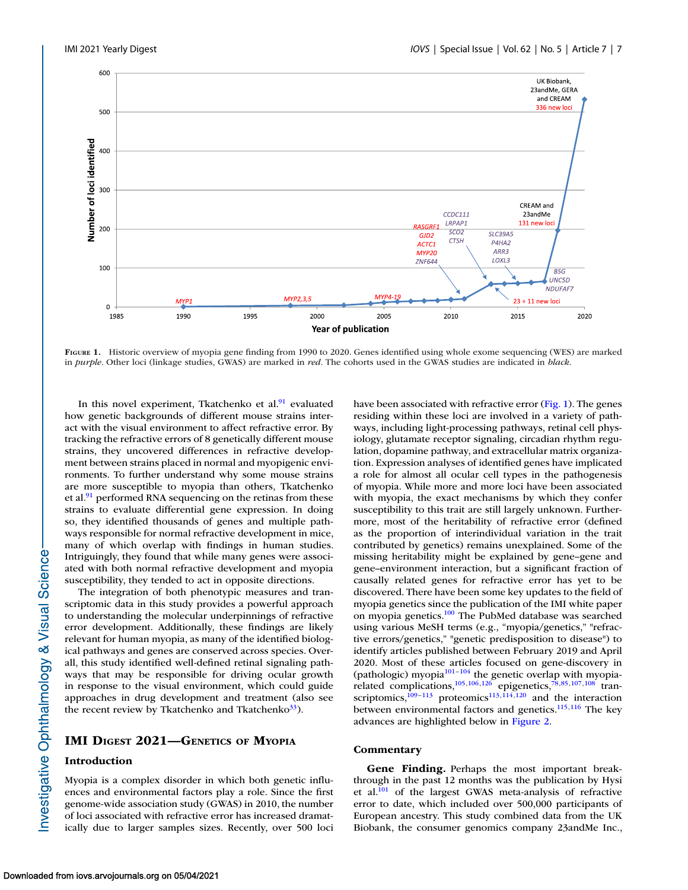FIGURE 1. Historic overview of myopia gene finding from 1990 to 2020. Genes identified using whole exome sequencing (WES) are marked in *purple*. Other loci (linkage studies, GWAS) are marked in *red*. The cohorts used in the GWAS studies are indicated in *black*.

In this novel experiment, Tkatchenko et al.[91] evaluated how genetic backgrounds of different mouse strains interact with the visual environment to affect refractive error. By tracking the refractive errors of 8 genetically different mouse strains, they uncovered differences in refractive development between strains placed in normal and myopigenic environments. To further understand why some mouse strains are more susceptible to myopia than others, Tkatchenko et al.[91] performed RNA sequencing on the retinas from these strains to evaluate differential gene expression. In doing so, they identified thousands of genes and multiple pathways responsible for normal refractive development in mice, many of which overlap with findings in human studies. Intriguingly, they found that while many genes were associated with both normal refractive development and myopia susceptibility, they tended to act in opposite directions.

The integration of both phenotypic measures and transcriptomic data in this study provides a powerful approach to understanding the molecular underpinnings of refractive error development. Additionally, these findings are likely relevant for human myopia, as many of the identified biological pathways and genes are conserved across species. Overall, this study identified well-defined retinal signaling pathways that may be responsible for driving ocular growth in response to the visual environment, which could guide approaches in drug development and treatment (also see the recent review by Tkatchenko and Tkatchenko[33]).

## IMI Digest 2021—Genetics of Myopia

### Introduction

Myopia is a complex disorder in which both genetic influences and environmental factors play a role. Since the first genome-wide association study (GWAS) in 2010, the number of loci associated with refractive error has increased dramatically due to larger samples sizes. Recently, over 500 loci have been associated with refractive error (Fig. 1). The genes residing within these loci are involved in a variety of pathways, including light-processing pathways, retinal cell physiology, glutamate receptor signaling, circadian rhythm regulation, dopamine pathway, and extracellular matrix organization. Expression analyses of identified genes have implicated a role for almost all ocular cell types in the pathogenesis of myopia. While more and more loci have been associated with myopia, the exact mechanisms by which they confer susceptibility to this trait are still largely unknown. Furthermore, most of the heritability of refractive error (defined as the proportion of interindividual variation in the trait contributed by genetics) remains unexplained. Some of the missing heritability might be explained by gene–gene and gene–environment interaction, but a significant fraction of causally related genes for refractive error has yet to be discovered. There have been some key updates to the field of myopia genetics since the publication of the IMI white paper on myopia genetics.[100] The PubMed database was searched using various MeSH terms (e.g., "myopia/genetics," "refractive errors/genetics," "genetic predisposition to disease") to identify articles published between February 2019 and April 2020. Most of these articles focused on gene-discovery in (pathologic) myopia[101–104] the genetic overlap with myopia-related complications,[105,106,126] epigenetics,[78,85,107,108] transcriptomics,[109–113] proteomics[113,114,120] and the interaction between environmental factors and genetics.[115,116] The key advances are highlighted below in Figure 2.

### Commentary

**Gene Finding.** Perhaps the most important breakthrough in the past 12 months was the publication by Hysi et al.[101] of the largest GWAS meta-analysis of refractive error to date, which included over 500,000 participants of European ancestry. This study combined data from the UK Biobank, the consumer genomics company 23andMe Inc.,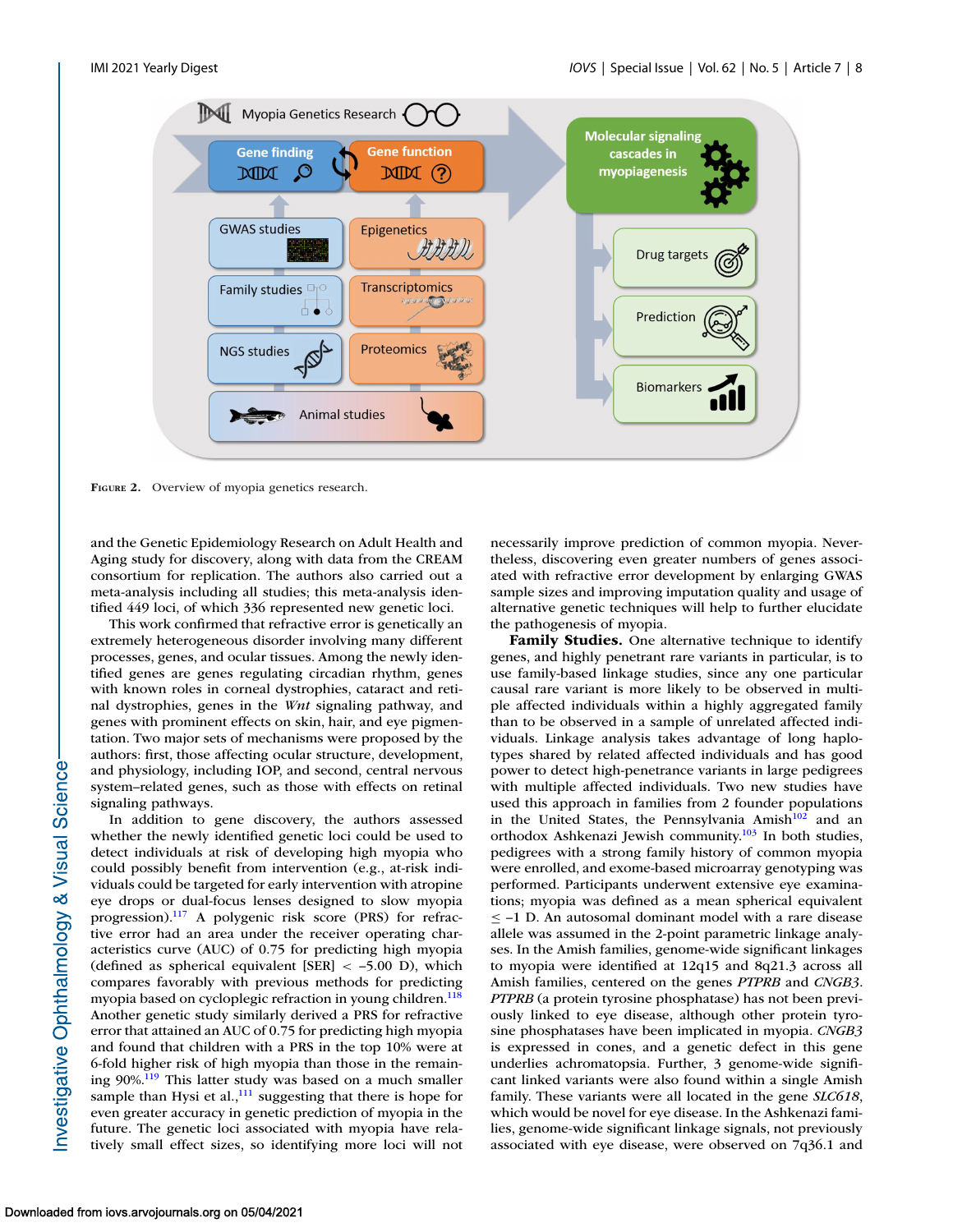Figure 2. Overview of myopia genetics research.

and the Genetic Epidemiology Research on Adult Health and Aging study for discovery, along with data from the CREAM consortium for replication. The authors also carried out a meta-analysis including all studies; this meta-analysis identified 449 loci, of which 336 represented new genetic loci.

This work confirmed that refractive error is genetically an extremely heterogeneous disorder involving many different processes, genes, and ocular tissues. Among the newly identified genes are genes regulating circadian rhythm, genes with known roles in corneal dystrophies, cataract and retinal dystrophies, genes in the *Wnt* signaling pathway, and genes with prominent effects on skin, hair, and eye pigmentation. Two major sets of mechanisms were proposed by the authors: first, those affecting ocular structure, development, and physiology, including IOP, and second, central nervous system–related genes, such as those with effects on retinal signaling pathways.

In addition to gene discovery, the authors assessed whether the newly identified genetic loci could be used to detect individuals at risk of developing high myopia who could possibly benefit from intervention (e.g., at-risk individuals could be targeted for early intervention with atropine eye drops or dual-focus lenses designed to slow myopia progression).[117] A polygenic risk score (PRS) for refractive error had an area under the receiver operating characteristics curve (AUC) of 0.75 for predicting high myopia (defined as spherical equivalent [SER] < –5.00 D), which compares favorably with previous methods for predicting myopia based on cycloplegic refraction in young children.[118] Another genetic study similarly derived a PRS for refractive error that attained an AUC of 0.75 for predicting high myopia and found that children with a PRS in the top 10% were at 6-fold higher risk of high myopia than those in the remaining 90%.[119] This latter study was based on a much smaller sample than Hysi et al.,[111] suggesting that there is hope for even greater accuracy in genetic prediction of myopia in the future. The genetic loci associated with myopia have relatively small effect sizes, so identifying more loci will not necessarily improve prediction of common myopia. Nevertheless, discovering even greater numbers of genes associated with refractive error development by enlarging GWAS sample sizes and improving imputation quality and usage of alternative genetic techniques will help to further elucidate the pathogenesis of myopia.

**Family Studies.** One alternative technique to identify genes, and highly penetrant rare variants in particular, is to use family-based linkage studies, since any one particular causal rare variant is more likely to be observed in multiple affected individuals within a highly aggregated family than to be observed in a sample of unrelated affected individuals. Linkage analysis takes advantage of long haplotypes shared by related affected individuals and has good power to detect high-penetrance variants in large pedigrees with multiple affected individuals. Two new studies have used this approach in families from 2 founder populations in the United States, the Pennsylvania Amish[102] and an orthodox Ashkenazi Jewish community.[103] In both studies, pedigrees with a strong family history of common myopia were enrolled, and exome-based microarray genotyping was performed. Participants underwent extensive eye examinations; myopia was defined as a mean spherical equivalent ≤ –1 D. An autosomal dominant model with a rare disease allele was assumed in the 2-point parametric linkage analyses. In the Amish families, genome-wide significant linkages to myopia were identified at 12q15 and 8q21.3 across all Amish families, centered on the genes *PTPRB* and *CNGB3*. *PTPRB* (a protein tyrosine phosphatase) has not been previously linked to eye disease, although other protein tyrosine phosphatases have been implicated in myopia. *CNGB3* is expressed in cones, and a genetic defect in this gene underlies achromatopsia. Further, 3 genome-wide significant linked variants were also found within a single Amish family. These variants were all located in the gene *SLC618*, which would be novel for eye disease. In the Ashkenazi families, genome-wide significant linkage signals, not previously associated with eye disease, were observed on 7q36.1 and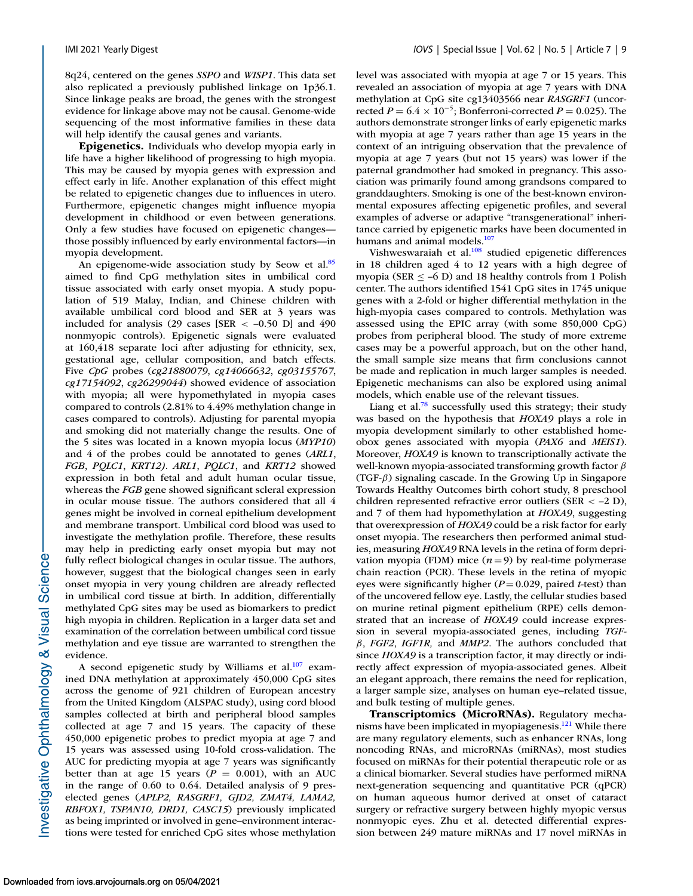8q24, centered on the genes *SSPO* and *WISP1*. This data set also replicated a previously published linkage on 1p36.1. Since linkage peaks are broad, the genes with the strongest evidence for linkage above may not be causal. Genome-wide sequencing of the most informative families in these data will help identify the causal genes and variants.

**Epigenetics.** Individuals who develop myopia early in life have a higher likelihood of progressing to high myopia. This may be caused by myopia genes with expression and effect early in life. Another explanation of this effect might be related to epigenetic changes due to influences in utero. Furthermore, epigenetic changes might influence myopia development in childhood or even between generations. Only a few studies have focused on epigenetic changes—those possibly influenced by early environmental factors—in myopia development.

An epigenome-wide association study by Seow et al.[85] aimed to find CpG methylation sites in umbilical cord tissue associated with early onset myopia. A study population of 519 Malay, Indian, and Chinese children with available umbilical cord blood and SER at 3 years was included for analysis (29 cases [SER < –0.50 D] and 490 nonmyopic controls). Epigenetic signals were evaluated at 160,418 separate loci after adjusting for ethnicity, sex, gestational age, cellular composition, and batch effects. Five *CpG* probes (*cg21880079*, *cg14066632*, *cg03155767*, *cg17154092*, *cg26299044*) showed evidence of association with myopia; all were hypomethylated in myopia cases compared to controls (2.81% to 4.49% methylation change in cases compared to controls). Adjusting for parental myopia and smoking did not materially change the results. One of the 5 sites was located in a known myopia locus (*MYP10*) and 4 of the probes could be annotated to genes (*ARL1*, *FGB*, *PQLC1*, *KRT12*). *ARL1*, *PQLC1*, and *KRT12* showed expression in both fetal and adult human ocular tissue, whereas the *FGB* gene showed significant scleral expression in ocular mouse tissue. The authors considered that all 4 genes might be involved in corneal epithelium development and membrane transport. Umbilical cord blood was used to investigate the methylation profile. Therefore, these results may help in predicting early onset myopia but may not fully reflect biological changes in ocular tissue. The authors, however, suggest that the biological changes seen in early onset myopia in very young children are already reflected in umbilical cord tissue at birth. In addition, differentially methylated CpG sites may be used as biomarkers to predict high myopia in children. Replication in a larger data set and examination of the correlation between umbilical cord tissue methylation and eye tissue are warranted to strengthen the evidence.

A second epigenetic study by Williams et al.[107] examined DNA methylation at approximately 450,000 CpG sites across the genome of 921 children of European ancestry from the United Kingdom (ALSPAC study), using cord blood samples collected at birth and peripheral blood samples collected at age 7 and 15 years. The capacity of these 450,000 epigenetic probes to predict myopia at age 7 and 15 years was assessed using 10-fold cross-validation. The AUC for predicting myopia at age 7 years was significantly better than at age 15 years ($P = 0.001$), with an AUC in the range of 0.60 to 0.64. Detailed analysis of 9 preselected genes (*APLP2, RASGRF1, GJD2, ZMAT4, LAMA2, RBFOX1, TSPAN10, DRD1, CASC15*) previously implicated as being imprinted or involved in gene–environment interactions were tested for enriched CpG sites whose methylation level was associated with myopia at age 7 or 15 years. This revealed an association of myopia at age 7 years with DNA methylation at CpG site cg13403566 near *RASGRF1* (uncorrected $P = 6.4 \times 10^{-5}$; Bonferroni-corrected $P = 0.025$). The authors demonstrate stronger links of early epigenetic marks with myopia at age 7 rather than age 15 years in the context of an intriguing observation that the prevalence of myopia at age 7 years (but not 15 years) was lower if the paternal grandmother had smoked in pregnancy. This association was primarily found among grandsons compared to granddaughters. Smoking is one of the best-known environmental exposures affecting epigenetic profiles, and several examples of adverse or adaptive "transgenerational" inheritance carried by epigenetic marks have been documented in humans and animal models.[107]

Vishweswaraiah et al.[108] studied epigenetic differences in 18 children aged 4 to 12 years with a high degree of myopia (SER ≤ –6 D) and 18 healthy controls from 1 Polish center. The authors identified 1541 CpG sites in 1745 unique genes with a 2-fold or higher differential methylation in the high-myopia cases compared to controls. Methylation was assessed using the EPIC array (with some 850,000 CpG) probes from peripheral blood. The study of more extreme cases may be a powerful approach, but on the other hand, the small sample size means that firm conclusions cannot be made and replication in much larger samples is needed. Epigenetic mechanisms can also be explored using animal models, which enable use of the relevant tissues.

Liang et al.[78] successfully used this strategy; their study was based on the hypothesis that *HOXA9* plays a role in myopia development similarly to other established homeobox genes associated with myopia (*PAX6* and *MEIS1*). Moreover, *HOXA9* is known to transcriptionally activate the well-known myopia-associated transforming growth factor $\beta$ (TGF-$\beta$) signaling cascade. In the Growing Up in Singapore Towards Healthy Outcomes birth cohort study, 8 preschool children represented refractive error outliers (SER < –2 D), and 7 of them had hypomethylation at *HOXA9*, suggesting that overexpression of *HOXA9* could be a risk factor for early onset myopia. The researchers then performed animal studies, measuring *HOXA9* RNA levels in the retina of form deprivation myopia (FDM) mice ($n = 9$) by real-time polymerase chain reaction (PCR). These levels in the retina of myopic eyes were significantly higher ($P = 0.029$, paired *t*-test) than of the uncovered fellow eye. Lastly, the cellular studies based on murine retinal pigment epithelium (RPE) cells demonstrated that an increase of *HOXA9* could increase expression in several myopia-associated genes, including *TGF-$\beta$*, *FGF2*, *IGF1R*, and *MMP2*. The authors concluded that since *HOXA9* is a transcription factor, it may directly or indirectly affect expression of myopia-associated genes. Albeit an elegant approach, there remains the need for replication, a larger sample size, analyses on human eye–related tissue, and bulk testing of multiple genes.

**Transcriptomics (MicroRNAs).** Regulatory mechanisms have been implicated in myopiagenesis.[121] While there are many regulatory elements, such as enhancer RNAs, long noncoding RNAs, and microRNAs (miRNAs), most studies focused on miRNAs for their potential therapeutic role or as a clinical biomarker. Several studies have performed miRNA next-generation sequencing and quantitative PCR (qPCR) on human aqueous humor derived at onset of cataract surgery or refractive surgery between highly myopic versus nonmyopic eyes. Zhu et al. detected differential expression between 249 mature miRNAs and 17 novel miRNAs in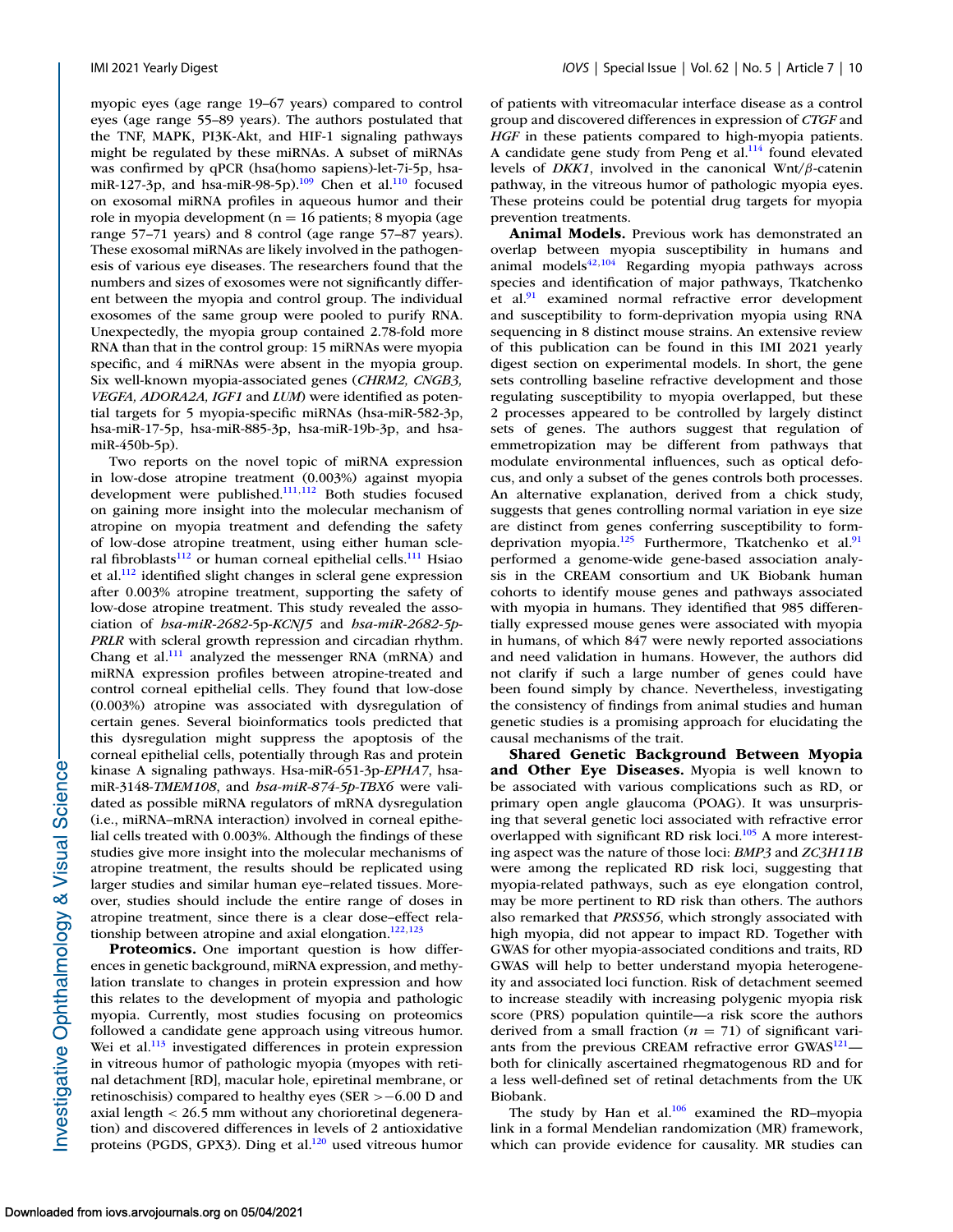myopic eyes (age range 19–67 years) compared to control eyes (age range 55–89 years). The authors postulated that the TNF, MAPK, PI3K-Akt, and HIF-1 signaling pathways might be regulated by these miRNAs. A subset of miRNAs was confirmed by qPCR (hsa(homo sapiens)-let-7i-5p, hsa-miR-127-3p, and hsa-miR-98-5p).[109] Chen et al.[110] focused on exosomal miRNA profiles in aqueous humor and their role in myopia development (n = 16 patients; 8 myopia (age range 57–71 years) and 8 control (age range 57–87 years). These exosomal miRNAs are likely involved in the pathogenesis of various eye diseases. The researchers found that the numbers and sizes of exosomes were not significantly different between the myopia and control group. The individual exosomes of the same group were pooled to purify RNA. Unexpectedly, the myopia group contained 2.78-fold more RNA than that in the control group: 15 miRNAs were myopia specific, and 4 miRNAs were absent in the myopia group. Six well-known myopia-associated genes (*CHRM2, CNGB3, VEGFA, ADORA2A, IGF1* and *LUM*) were identified as potential targets for 5 myopia-specific miRNAs (hsa-miR-582-3p, hsa-miR-17-5p, hsa-miR-885-3p, hsa-miR-19b-3p, and hsa-miR-450b-5p).

Two reports on the novel topic of miRNA expression in low-dose atropine treatment (0.003%) against myopia development were published.[111,112] Both studies focused on gaining more insight into the molecular mechanism of atropine on myopia treatment and defending the safety of low-dose atropine treatment, using either human scleral fibroblasts[112] or human corneal epithelial cells.[111] Hsiao et al.[112] identified slight changes in scleral gene expression after 0.003% atropine treatment, supporting the safety of low-dose atropine treatment. This study revealed the association of *hsa-miR-2682*-5p-*KCNJ5* and *hsa-miR-2682-5p-PRLR* with scleral growth repression and circadian rhythm. Chang et al.[111] analyzed the messenger RNA (mRNA) and miRNA expression profiles between atropine-treated and control corneal epithelial cells. They found that low-dose (0.003%) atropine was associated with dysregulation of certain genes. Several bioinformatics tools predicted that this dysregulation might suppress the apoptosis of the corneal epithelial cells, potentially through Ras and protein kinase A signaling pathways. Hsa-miR-651-3p-*EPHA7*, hsa-miR-3148-*TMEM108*, and *hsa-miR-874-5p-TBX6* were validated as possible miRNA regulators of mRNA dysregulation (i.e., miRNA–mRNA interaction) involved in corneal epithelial cells treated with 0.003% atropine. Although the findings of these studies give more insight into the molecular mechanisms of atropine treatment, the results should be replicated using larger studies and similar human eye–related tissues. Moreover, studies should include the entire range of doses in atropine treatment, since there is a clear dose–effect relationship between atropine and axial elongation.[122,123]

**Proteomics.** One important question is how differences in genetic background, miRNA expression, and methylation translate to changes in protein expression and how this relates to the development of myopia and pathologic myopia. Currently, most studies focusing on proteomics followed a candidate gene approach using vitreous humor. Wei et al.[113] investigated differences in protein expression in vitreous humor of pathologic myopia (myopes with retinal detachment [RD], macular hole, epiretinal membrane, or retinoschisis) compared to healthy eyes (SER > −6.00 D and axial length < 26.5 mm without any chorioretinal degeneration) and discovered differences in levels of 2 antioxidative proteins (PGDS, GPX3). Ding et al.[120] used vitreous humor of patients with vitreomacular interface disease as a control group and discovered differences in expression of *CTGF* and *HGF* in these patients compared to high-myopia patients. A candidate gene study from Peng et al.[114] found elevated levels of *DKK1*, involved in the canonical Wnt/β-catenin pathway, in the vitreous humor of pathologic myopia eyes. These proteins could be potential drug targets for myopia prevention treatments.

**Animal Models.** Previous work has demonstrated an overlap between myopia susceptibility in humans and animal models[42,104] Regarding myopia pathways across species and identification of major pathways, Tkatchenko et al.[91] examined normal refractive error development and susceptibility to form-deprivation myopia using RNA sequencing in 8 distinct mouse strains. An extensive review of this publication can be found in this IMI 2021 yearly digest section on experimental models. In short, the gene sets controlling baseline refractive development and those regulating susceptibility to myopia overlapped, but these 2 processes appeared to be controlled by largely distinct sets of genes. The authors suggest that regulation of emmetropization may be different from pathways that modulate environmental influences, such as optical defocus, and only a subset of the genes controls both processes. An alternative explanation, derived from a chick study, suggests that genes controlling normal variation in eye size are distinct from genes conferring susceptibility to form-deprivation myopia.[125] Furthermore, Tkatchenko et al.[91] performed a genome-wide gene-based association analysis in the CREAM consortium and UK Biobank human cohorts to identify mouse genes and pathways associated with myopia in humans. They identified that 985 differentially expressed mouse genes were associated with myopia in humans, of which 847 were newly reported associations and need validation in humans. However, the authors did not clarify if such a large number of genes could have been found simply by chance. Nevertheless, investigating the consistency of findings from animal studies and human genetic studies is a promising approach for elucidating the causal mechanisms of the trait.

**Shared Genetic Background Between Myopia and Other Eye Diseases.** Myopia is well known to be associated with various complications such as RD, or primary open angle glaucoma (POAG). It was unsurprising that several genetic loci associated with refractive error overlapped with significant RD risk loci.[105] A more interesting aspect was the nature of those loci: *BMP3* and *ZC3H11B* were among the replicated RD risk loci, suggesting that myopia-related pathways, such as eye elongation control, may be more pertinent to RD risk than others. The authors also remarked that *PRSS56*, which strongly associated with high myopia, did not appear to impact RD. Together with GWAS for other myopia-associated conditions and traits, RD GWAS will help to better understand myopia heterogeneity and associated loci function. Risk of detachment seemed to increase steadily with increasing polygenic myopia risk score (PRS) population quintile—a risk score the authors derived from a small fraction ($n = 71$) of significant variants from the previous CREAM refractive error GWAS[121]—both for clinically ascertained rhegmatogenous RD and for a less well-defined set of retinal detachments from the UK Biobank.

The study by Han et al.[106] examined the RD–myopia link in a formal Mendelian randomization (MR) framework, which can provide evidence for causality. MR studies can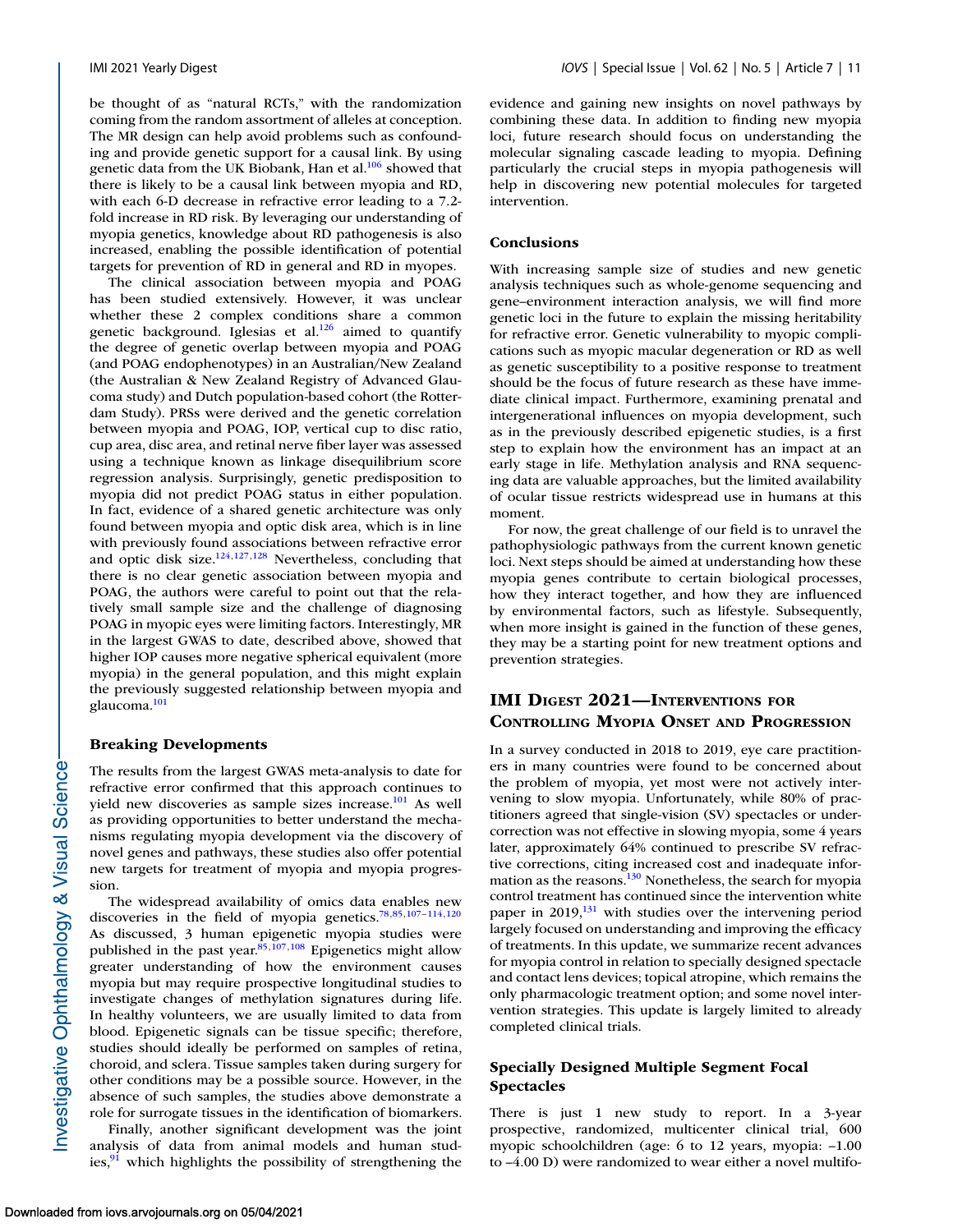be thought of as "natural RCTs," with the randomization coming from the random assortment of alleles at conception. The MR design can help avoid problems such as confounding and provide genetic support for a causal link. By using genetic data from the UK Biobank, Han et al.[106] showed that there is likely to be a causal link between myopia and RD, with each 6-D decrease in refractive error leading to a 7.2-fold increase in RD risk. By leveraging our understanding of myopia genetics, knowledge about RD pathogenesis is also increased, enabling the possible identification of potential targets for prevention of RD in general and RD in myopes.

The clinical association between myopia and POAG has been studied extensively. However, it was unclear whether these 2 complex conditions share a common genetic background. Iglesias et al.[126] aimed to quantify the degree of genetic overlap between myopia and POAG (and POAG endophenotypes) in an Australian/New Zealand (the Australian & New Zealand Registry of Advanced Glaucoma study) and Dutch population-based cohort (the Rotterdam Study). PRSs were derived and the genetic correlation between myopia and POAG, IOP, vertical cup to disc ratio, cup area, disc area, and retinal nerve fiber layer was assessed using a technique known as linkage disequilibrium score regression analysis. Surprisingly, genetic predisposition to myopia did not predict POAG status in either population. In fact, evidence of a shared genetic architecture was only found between myopia and optic disk area, which is in line with previously found associations between refractive error and optic disk size.[124,127,128] Nevertheless, concluding that there is no clear genetic association between myopia and POAG, the authors were careful to point out that the relatively small sample size and the challenge of diagnosing POAG in myopic eyes were limiting factors. Interestingly, MR in the largest GWAS to date, described above, showed that higher IOP causes more negative spherical equivalent (more myopia) in the general population, and this might explain the previously suggested relationship between myopia and glaucoma.[101]

### Breaking Developments

The results from the largest GWAS meta-analysis to date for refractive error confirmed that this approach continues to yield new discoveries as sample sizes increase.[101] As well as providing opportunities to better understand the mechanisms regulating myopia development via the discovery of novel genes and pathways, these studies also offer potential new targets for treatment of myopia and myopia progression.

The widespread availability of omics data enables new discoveries in the field of myopia genetics.[78,85,107–114,120] As discussed, 3 human epigenetic myopia studies were published in the past year.[85,107,108] Epigenetics might allow greater understanding of how the environment causes myopia but may require prospective longitudinal studies to investigate changes of methylation signatures during life. In healthy volunteers, we are usually limited to data from blood. Epigenetic signals can be tissue specific; therefore, studies should ideally be performed on samples of retina, choroid, and sclera. Tissue samples taken during surgery for other conditions may be a possible source. However, in the absence of such samples, the studies above demonstrate a role for surrogate tissues in the identification of biomarkers.

Finally, another significant development was the joint analysis of data from animal models and human studies,[91] which highlights the possibility of strengthening the evidence and gaining new insights on novel pathways by combining these data. In addition to finding new myopia loci, future research should focus on understanding the molecular signaling cascade leading to myopia. Defining particularly the crucial steps in myopia pathogenesis will help in discovering new potential molecules for targeted intervention.

### Conclusions

With increasing sample size of studies and new genetic analysis techniques such as whole-genome sequencing and gene–environment interaction analysis, we will find more genetic loci in the future to explain the missing heritability for refractive error. Genetic vulnerability to myopic complications such as myopic macular degeneration or RD as well as genetic susceptibility to a positive response to treatment should be the focus of future research as these have immediate clinical impact. Furthermore, examining prenatal and intergenerational influences on myopia development, such as in the previously described epigenetic studies, is a first step to explain how the environment has an impact at an early stage in life. Methylation analysis and RNA sequencing data are valuable approaches, but the limited availability of ocular tissue restricts widespread use in humans at this moment.

For now, the great challenge of our field is to unravel the pathophysiologic pathways from the current known genetic loci. Next steps should be aimed at understanding how these myopia genes contribute to certain biological processes, how they interact together, and how they are influenced by environmental factors, such as lifestyle. Subsequently, when more insight is gained in the function of these genes, they may be a starting point for new treatment options and prevention strategies.

## IMI Digest 2021—Interventions for Controlling Myopia Onset and Progression

In a survey conducted in 2018 to 2019, eye care practitioners in many countries were found to be concerned about the problem of myopia, yet most were not actively intervening to slow myopia. Unfortunately, while 80% of practitioners agreed that single-vision (SV) spectacles or undercorrection was not effective in slowing myopia, some 4 years later, approximately 64% continued to prescribe SV refractive corrections, citing increased cost and inadequate information as the reasons.[130] Nonetheless, the search for myopia control treatment has continued since the intervention white paper in 2019,[131] with studies over the intervening period largely focused on understanding and improving the efficacy of treatments. In this update, we summarize recent advances for myopia control in relation to specially designed spectacle and contact lens devices; topical atropine, which remains the only pharmacologic treatment option; and some novel intervention strategies. This update is largely limited to already completed clinical trials.

### Specially Designed Multiple Segment Focal Spectacles

There is just 1 new study to report. In a 3-year prospective, randomized, multicenter clinical trial, 600 myopic schoolchildren (age: 6 to 12 years, myopia: –1.00 to –4.00 D) were randomized to wear either a novel multifo-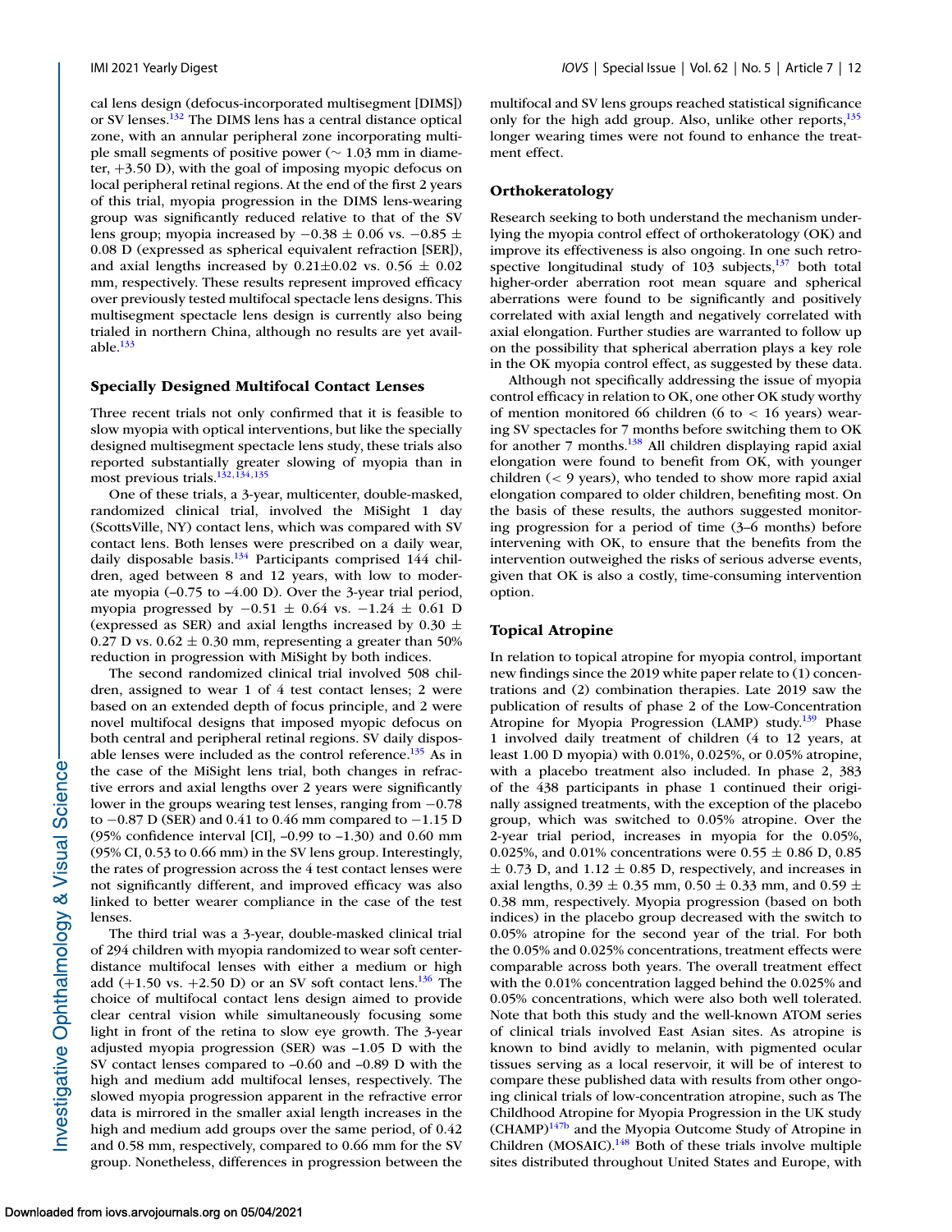cal lens design (defocus-incorporated multisegment [DIMS]) or SV lenses.[132] The DIMS lens has a central distance optical zone, with an annular peripheral zone incorporating multiple small segments of positive power (~ 1.03 mm in diameter, +3.50 D), with the goal of imposing myopic defocus on local peripheral retinal regions. At the end of the first 2 years of this trial, myopia progression in the DIMS lens-wearing group was significantly reduced relative to that of the SV lens group; myopia increased by −0.38 ± 0.06 vs. −0.85 ± 0.08 D (expressed as spherical equivalent refraction [SER]), and axial lengths increased by 0.21±0.02 vs. 0.56 ± 0.02 mm, respectively. These results represent improved efficacy over previously tested multifocal spectacle lens designs. This multisegment spectacle lens design is currently also being trialed in northern China, although no results are yet available.[133]

### Specially Designed Multifocal Contact Lenses

Three recent trials not only confirmed that it is feasible to slow myopia with optical interventions, but like the specially designed multisegment spectacle lens study, these trials also reported substantially greater slowing of myopia than in most previous trials.[132,134,135]

One of these trials, a 3-year, multicenter, double-masked, randomized clinical trial, involved the MiSight 1 day (ScottsVille, NY) contact lens, which was compared with SV contact lens. Both lenses were prescribed on a daily wear, daily disposable basis.[134] Participants comprised 144 children, aged between 8 and 12 years, with low to moderate myopia (–0.75 to –4.00 D). Over the 3-year trial period, myopia progressed by −0.51 ± 0.64 vs. −1.24 ± 0.61 D (expressed as SER) and axial lengths increased by 0.30 ± 0.27 D vs. 0.62 ± 0.30 mm, representing a greater than 50% reduction in progression with MiSight by both indices.

The second randomized clinical trial involved 508 children, assigned to wear 1 of 4 test contact lenses; 2 were based on an extended depth of focus principle, and 2 were novel multifocal designs that imposed myopic defocus on both central and peripheral retinal regions. SV daily disposable lenses were included as the control reference.[135] As in the case of the MiSight lens trial, both changes in refractive errors and axial lengths over 2 years were significantly lower in the groups wearing test lenses, ranging from −0.78 to −0.87 D (SER) and 0.41 to 0.46 mm compared to −1.15 D (95% confidence interval [CI], –0.99 to –1.30) and 0.60 mm (95% CI, 0.53 to 0.66 mm) in the SV lens group. Interestingly, the rates of progression across the 4 test contact lenses were not significantly different, and improved efficacy was also linked to better wearer compliance in the case of the test lenses.

The third trial was a 3-year, double-masked clinical trial of 294 children with myopia randomized to wear soft center-distance multifocal lenses with either a medium or high add (+1.50 vs. +2.50 D) or an SV soft contact lens.[136] The choice of multifocal contact lens design aimed to provide clear central vision while simultaneously focusing some light in front of the retina to slow eye growth. The 3-year adjusted myopia progression (SER) was –1.05 D with the SV contact lenses compared to –0.60 and –0.89 D with the high and medium add multifocal lenses, respectively. The slowed myopia progression apparent in the refractive error data is mirrored in the smaller axial length increases in the high and medium add groups over the same period, of 0.42 and 0.58 mm, respectively, compared to 0.66 mm for the SV group. Nonetheless, differences in progression between the multifocal and SV lens groups reached statistical significance only for the high add group. Also, unlike other reports,[135] longer wearing times were not found to enhance the treatment effect.

### Orthokeratology

Research seeking to both understand the mechanism underlying the myopia control effect of orthokeratology (OK) and improve its effectiveness is also ongoing. In one such retrospective longitudinal study of 103 subjects,[137] both total higher-order aberration root mean square and spherical aberrations were found to be significantly and positively correlated with axial length and negatively correlated with axial elongation. Further studies are warranted to follow up on the possibility that spherical aberration plays a key role in the OK myopia control effect, as suggested by these data.

Although not specifically addressing the issue of myopia control efficacy in relation to OK, one other OK study worthy of mention monitored 66 children (6 to < 16 years) wearing SV spectacles for 7 months before switching them to OK for another 7 months.[138] All children displaying rapid axial elongation were found to benefit from OK, with younger children (< 9 years), who tended to show more rapid axial elongation compared to older children, benefiting most. On the basis of these results, the authors suggested monitoring progression for a period of time (3–6 months) before intervening with OK, to ensure that the benefits from the intervention outweighed the risks of serious adverse events, given that OK is also a costly, time-consuming intervention option.

### Topical Atropine

In relation to topical atropine for myopia control, important new findings since the 2019 white paper relate to (1) concentrations and (2) combination therapies. Late 2019 saw the publication of results of phase 2 of the Low-Concentration Atropine for Myopia Progression (LAMP) study.[139] Phase 1 involved daily treatment of children (4 to 12 years, at least 1.00 D myopia) with 0.01%, 0.025%, or 0.05% atropine, with a placebo treatment also included. In phase 2, 383 of the 438 participants in phase 1 continued their originally assigned treatments, with the exception of the placebo group, which was switched to 0.05% atropine. Over the 2-year trial period, increases in myopia for the 0.05%, 0.025%, and 0.01% concentrations were 0.55 ± 0.86 D, 0.85 ± 0.73 D, and 1.12 ± 0.85 D, respectively, and increases in axial lengths, 0.39 ± 0.35 mm, 0.50 ± 0.33 mm, and 0.59 ± 0.38 mm, respectively. Myopia progression (based on both indices) in the placebo group decreased with the switch to 0.05% atropine for the second year of the trial. For both the 0.05% and 0.025% concentrations, treatment effects were comparable across both years. The overall treatment effect with the 0.01% concentration lagged behind the 0.025% and 0.05% concentrations, which were also both well tolerated. Note that both this study and the well-known ATOM series of clinical trials involved East Asian sites. As atropine is known to bind avidly to melanin, with pigmented ocular tissues serving as a local reservoir, it will be of interest to compare these published data with results from other ongoing clinical trials of low-concentration atropine, such as The Childhood Atropine for Myopia Progression in the UK study (CHAMP)[147b] and the Myopia Outcome Study of Atropine in Children (MOSAIC).[148] Both of these trials involve multiple sites distributed throughout United States and Europe, with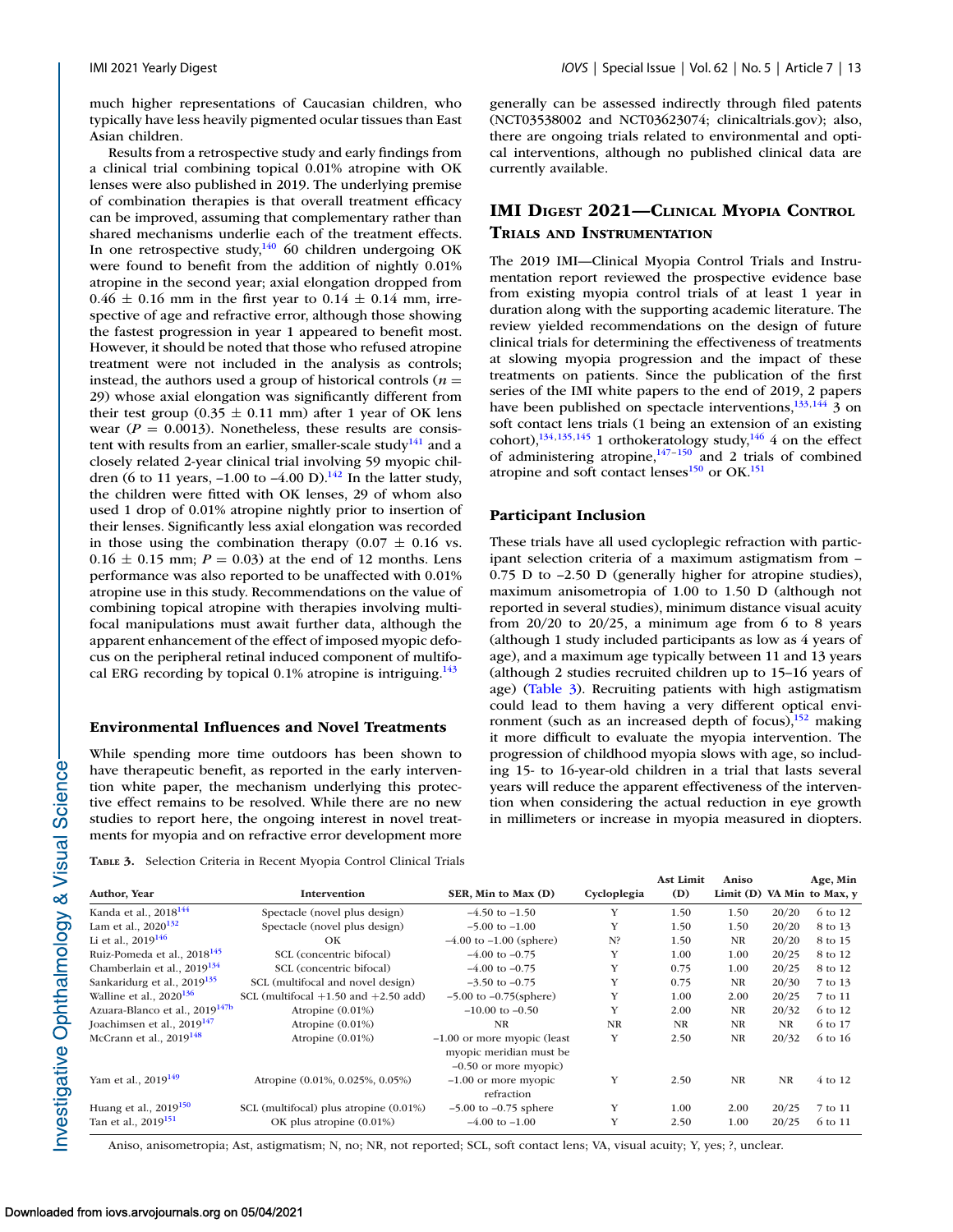much higher representations of Caucasian children, who typically have less heavily pigmented ocular tissues than East Asian children.

Results from a retrospective study and early findings from a clinical trial combining topical 0.01% atropine with OK lenses were also published in 2019. The underlying premise of combination therapies is that overall treatment efficacy can be improved, assuming that complementary rather than shared mechanisms underlie each of the treatment effects. In one retrospective study,[140] 60 children undergoing OK were found to benefit from the addition of nightly 0.01% atropine in the second year; axial elongation dropped from 0.46 ± 0.16 mm in the first year to 0.14 ± 0.14 mm, irrespective of age and refractive error, although those showing the fastest progression in year 1 appeared to benefit most. However, it should be noted that those who refused atropine treatment were not included in the analysis as controls; instead, the authors used a group of historical controls ($n$ = 29) whose axial elongation was significantly different from their test group (0.35 ± 0.11 mm) after 1 year of OK lens wear ($P$ = 0.0013). Nonetheless, these results are consistent with results from an earlier, smaller-scale study[141] and a closely related 2-year clinical trial involving 59 myopic children (6 to 11 years, –1.00 to –4.00 D).[142] In the latter study, the children were fitted with OK lenses, 29 of whom also used 1 drop of 0.01% atropine nightly prior to insertion of their lenses. Significantly less axial elongation was recorded in those using the combination therapy (0.07 ± 0.16 vs. 0.16 ± 0.15 mm; $P$ = 0.03) at the end of 12 months. Lens performance was also reported to be unaffected with 0.01% atropine use in this study. Recommendations on the value of combining topical atropine with therapies involving multifocal manipulations must await further data, although the apparent enhancement of the effect of imposed myopic defocus on the peripheral retinal induced component of multifocal ERG recording by topical 0.1% atropine is intriguing.[143]

### Environmental Influences and Novel Treatments

While spending more time outdoors has been shown to have therapeutic benefit, as reported in the early intervention white paper, the mechanism underlying this protective effect remains to be resolved. While there are no new studies to report here, the ongoing interest in novel treatments for myopia and on refractive error development more generally can be assessed indirectly through filed patents (NCT03538002 and NCT03623074; clinicaltrials.gov); also, there are ongoing trials related to environmental and optical interventions, although no published clinical data are currently available.

## IMI Digest 2021—Clinical Myopia Control Trials and Instrumentation

The 2019 IMI—Clinical Myopia Control Trials and Instrumentation report reviewed the prospective evidence base from existing myopia control trials of at least 1 year in duration along with the supporting academic literature. The review yielded recommendations on the design of future clinical trials for determining the effectiveness of treatments at slowing myopia progression and the impact of these treatments on patients. Since the publication of the first series of the IMI white papers to the end of 2019, 2 papers have been published on spectacle interventions,[133,144] 3 on soft contact lens trials (1 being an extension of an existing cohort),[134,135,145] 1 orthokeratology study,[146] 4 on the effect of administering atropine,[147–150] and 2 trials of combined atropine and soft contact lenses[150] or OK.[151]

### Participant Inclusion

These trials have all used cycloplegic refraction with participant selection criteria of a maximum astigmatism from –0.75 D to –2.50 D (generally higher for atropine studies), maximum anisometropia of 1.00 to 1.50 D (although not reported in several studies), minimum distance visual acuity from 20/20 to 20/25, a minimum age from 6 to 8 years (although 1 study included participants as low as 4 years of age), and a maximum age typically between 11 and 13 years (although 2 studies recruited children up to 15–16 years of age) (Table 3). Recruiting patients with high astigmatism could lead to them having a very different optical environment (such as an increased depth of focus),[152] making it more difficult to evaluate the myopia intervention. The progression of childhood myopia slows with age, so including 15- to 16-year-old children in a trial that lasts several years will reduce the apparent effectiveness of the intervention when considering the actual reduction in eye growth in millimeters or increase in myopia measured in diopters.

**Table 3.** Selection Criteria in Recent Myopia Control Clinical Trials

| Author, Year | Intervention | SER, Min to Max (D) | Cycloplegia | Ast Limit (D) | Aniso Limit (D) | VA Min | Age, Min to Max, y |
|---|---|---|---|---|---|---|---|
| Kanda et al., 2018[144] | Spectacle (novel plus design) | –4.50 to –1.50 | Y | 1.50 | 1.50 | 20/20 | 6 to 12 |
| Lam et al., 2020[132] | Spectacle (novel plus design) | –5.00 to –1.00 | Y | 1.50 | 1.50 | 20/20 | 8 to 13 |
| Li et al., 2019[146] | OK | –4.00 to –1.00 (sphere) | N? | 1.50 | NR | 20/20 | 8 to 15 |
| Ruiz-Pomeda et al., 2018[145] | SCL (concentric bifocal) | –4.00 to –0.75 | Y | 1.00 | 1.00 | 20/25 | 8 to 12 |
| Chamberlain et al., 2019[134] | SCL (concentric bifocal) | –4.00 to –0.75 | Y | 0.75 | 1.00 | 20/25 | 8 to 12 |
| Sankaridurg et al., 2019[135] | SCL (multifocal and novel design) | –3.50 to –0.75 | Y | 0.75 | NR | 20/30 | 7 to 13 |
| Walline et al., 2020[136] | SCL (multifocal +1.50 and +2.50 add) | –5.00 to –0.75(sphere) | Y | 1.00 | 2.00 | 20/25 | 7 to 11 |
| Azuara-Blanco et al., 2019[147b] | Atropine (0.01%) | –10.00 to –0.50 | Y | 2.00 | NR | 20/32 | 6 to 12 |
| Joachimsen et al., 2019[147] | Atropine (0.01%) | NR | NR | NR | NR | NR | 6 to 17 |
| McCrann et al., 2019[148] | Atropine (0.01%) | –1.00 or more myopic (least myopic meridian must be –0.50 or more myopic) | Y | 2.50 | NR | 20/32 | 6 to 16 |
| Yam et al., 2019[149] | Atropine (0.01%, 0.025%, 0.05%) | –1.00 or more myopic refraction | Y | 2.50 | NR | NR | 4 to 12 |
| Huang et al., 2019[150] | SCL (multifocal) plus atropine (0.01%) | –5.00 to –0.75 sphere | Y | 1.00 | 2.00 | 20/25 | 7 to 11 |
| Tan et al., 2019[151] | OK plus atropine (0.01%) | –4.00 to –1.00 | Y | 2.50 | 1.00 | 20/25 | 6 to 11 |

Aniso, anisometropia; Ast, astigmatism; N, no; NR, not reported; SCL, soft contact lens; VA, visual acuity; Y, yes; ?, unclear.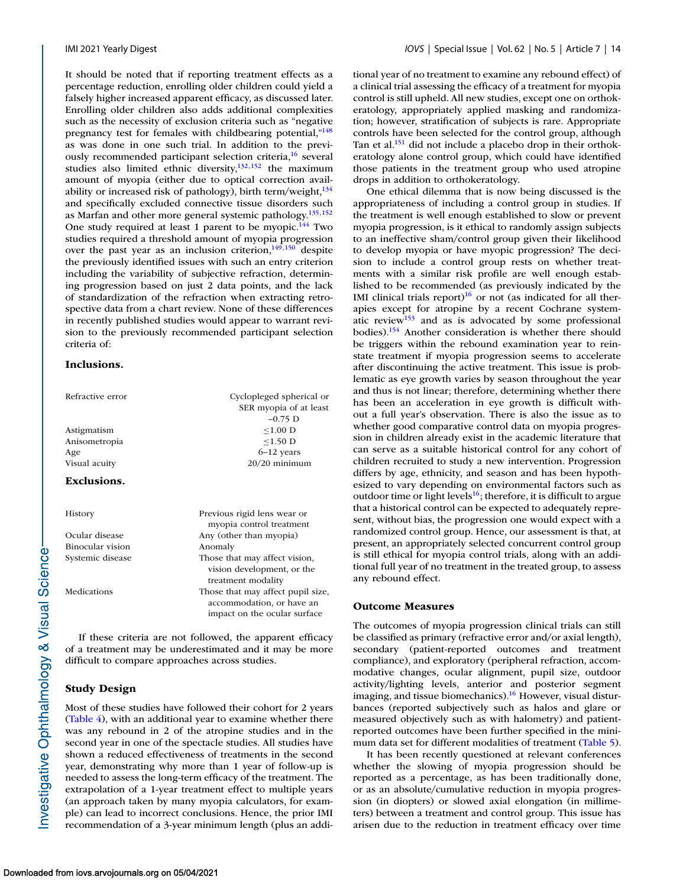It should be noted that if reporting treatment effects as a percentage reduction, enrolling older children could yield a falsely higher increased apparent efficacy, as discussed later. Enrolling older children also adds additional complexities such as the necessity of exclusion criteria such as "negative pregnancy test for females with childbearing potential,"[148] as was done in one such trial. In addition to the previously recommended participant selection criteria,[16] several studies also limited ethnic diversity,[132,152] the maximum amount of myopia (either due to optical correction availability or increased risk of pathology), birth term/weight,[134] and specifically excluded connective tissue disorders such as Marfan and other more general systemic pathology.[135,152] One study required at least 1 parent to be myopic.[144] Two studies required a threshold amount of myopia progression over the past year as an inclusion criterion,[149,150] despite the previously identified issues with such an entry criterion including the variability of subjective refraction, determining progression based on just 2 data points, and the lack of standardization of the refraction when extracting retrospective data from a chart review. None of these differences in recently published studies would appear to warrant revision to the previously recommended participant selection criteria of:

**Inclusions.**

| | |
|---|---|
| Refractive error | Cyclopleged spherical or SER myopia of at least –0.75 D |
| Astigmatism | ≤1.00 D |
| Anisometropia | ≤1.50 D |
| Age | 6–12 years |
| Visual acuity | 20/20 minimum |

**Exclusions.**

| | |
|---|---|
| History | Previous rigid lens wear or myopia control treatment |
| Ocular disease | Any (other than myopia) |
| Binocular vision | Anomaly |
| Systemic disease | Those that may affect vision, vision development, or the treatment modality |
| Medications | Those that may affect pupil size, accommodation, or have an impact on the ocular surface |

If these criteria are not followed, the apparent efficacy of a treatment may be underestimated and it may be more difficult to compare approaches across studies.

### Study Design

Most of these studies have followed their cohort for 2 years (Table 4), with an additional year to examine whether there was any rebound in 2 of the atropine studies and in the second year in one of the spectacle studies. All studies have shown a reduced effectiveness of treatments in the second year, demonstrating why more than 1 year of follow-up is needed to assess the long-term efficacy of the treatment. The extrapolation of a 1-year treatment effect to multiple years (an approach taken by many myopia calculators, for example) can lead to incorrect conclusions. Hence, the prior IMI recommendation of a 3-year minimum length (plus an additional year of no treatment to examine any rebound effect) of a clinical trial assessing the efficacy of a treatment for myopia control is still upheld. All new studies, except one on orthokeratology, appropriately applied masking and randomization; however, stratification of subjects is rare. Appropriate controls have been selected for the control group, although Tan et al.[151] did not include a placebo drop in their orthokeratology alone control group, which could have identified those patients in the treatment group who used atropine drops in addition to orthokeratology.

One ethical dilemma that is now being discussed is the appropriateness of including a control group in studies. If the treatment is well enough established to slow or prevent myopia progression, is it ethical to randomly assign subjects to an ineffective sham/control group given their likelihood to develop myopia or have myopic progression? The decision to include a control group rests on whether treatments with a similar risk profile are well enough established to be recommended (as previously indicated by the IMI clinical trials report)[16] or not (as indicated for all therapies except for atropine by a recent Cochrane systematic review[153] and as is advocated by some professional bodies).[154] Another consideration is whether there should be triggers within the rebound examination year to reinstate treatment if myopia progression seems to accelerate after discontinuing the active treatment. This issue is problematic as eye growth varies by season throughout the year and thus is not linear; therefore, determining whether there has been an acceleration in eye growth is difficult without a full year's observation. There is also the issue as to whether good comparative control data on myopia progression in children already exist in the academic literature that can serve as a suitable historical control for any cohort of children recruited to study a new intervention. Progression differs by age, ethnicity, and season and has been hypothesized to vary depending on environmental factors such as outdoor time or light levels[16]; therefore, it is difficult to argue that a historical control can be expected to adequately represent, without bias, the progression one would expect with a randomized control group. Hence, our assessment is that, at present, an appropriately selected concurrent control group is still ethical for myopia control trials, along with an additional full year of no treatment in the treated group, to assess any rebound effect.

### Outcome Measures

The outcomes of myopia progression clinical trials can still be classified as primary (refractive error and/or axial length), secondary (patient-reported outcomes and treatment compliance), and exploratory (peripheral refraction, accommodative changes, ocular alignment, pupil size, outdoor activity/lighting levels, anterior and posterior segment imaging, and tissue biomechanics).[16] However, visual disturbances (reported subjectively such as halos and glare or measured objectively such as with halometry) and patient-reported outcomes have been further specified in the minimum data set for different modalities of treatment (Table 5).

It has been recently questioned at relevant conferences whether the slowing of myopia progression should be reported as a percentage, as has been traditionally done, or as an absolute/cumulative reduction in myopia progression (in diopters) or slowed axial elongation (in millimeters) between a treatment and control group. This issue has arisen due to the reduction in treatment efficacy over time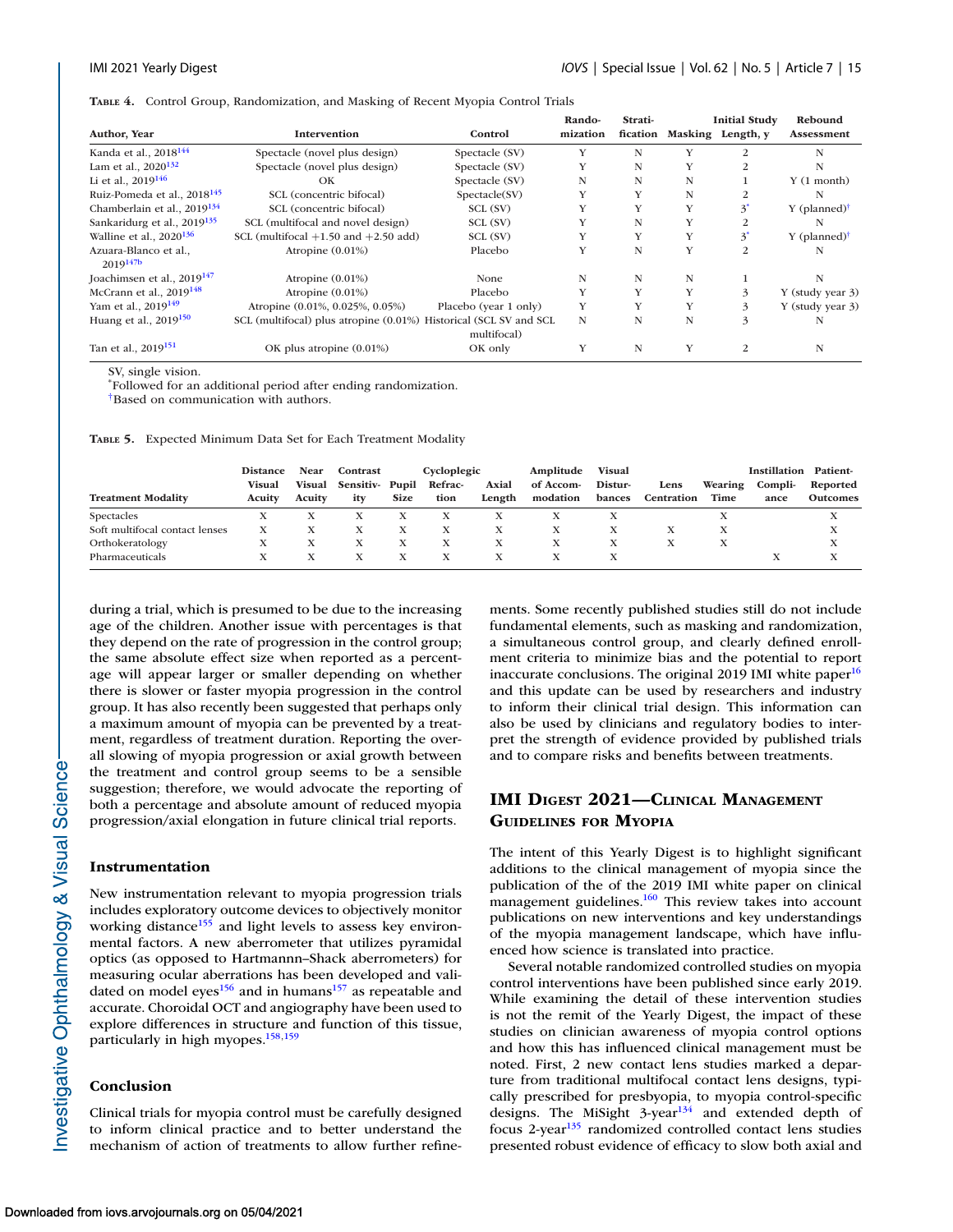**Table 4.** Control Group, Randomization, and Masking of Recent Myopia Control Trials

| Author, Year | Intervention | Control | Randomization | Stratification | Masking | Initial Study Length, y | Rebound Assessment |
|---|---|---|---|---|---|---|---|
| Kanda et al., 2018[144] | Spectacle (novel plus design) | Spectacle (SV) | Y | N | Y | 2 | N |
| Lam et al., 2020[132] | Spectacle (novel plus design) | Spectacle (SV) | Y | N | Y | 2 | N |
| Li et al., 2019[146] | OK | Spectacle (SV) | N | N | N | 1 | Y (1 month) |
| Ruiz-Pomeda et al., 2018[145] | SCL (concentric bifocal) | Spectacle(SV) | Y | Y | N | 2 | N |
| Chamberlain et al., 2019[134] | SCL (concentric bifocal) | SCL (SV) | Y | Y | Y | 3* | Y (planned)† |
| Sankaridurg et al., 2019[135] | SCL (multifocal and novel design) | SCL (SV) | Y | N | Y | 2 | N |
| Walline et al., 2020[136] | SCL (multifocal +1.50 and +2.50 add) | SCL (SV) | Y | Y | Y | 3* | Y (planned)† |
| Azuara-Blanco et al., 2019[147b] | Atropine (0.01%) | Placebo | Y | N | Y | 2 | N |
| Joachimsen et al., 2019[147] | Atropine (0.01%) | None | N | N | N | 1 | N |
| McCrann et al., 2019[148] | Atropine (0.01%) | Placebo | Y | Y | Y | 3 | Y (study year 3) |
| Yam et al., 2019[149] | Atropine (0.01%, 0.025%, 0.05%) | Placebo (year 1 only) | Y | Y | Y | 3 | Y (study year 3) |
| Huang et al., 2019[150] | SCL (multifocal) plus atropine (0.01%) | Historical (SCL SV and SCL multifocal) | N | N | N | 3 | N |
| Tan et al., 2019[151] | OK plus atropine (0.01%) | OK only | Y | N | Y | 2 | N |

SV, single vision.
*Followed for an additional period after ending randomization.
†Based on communication with authors.

**Table 5.** Expected Minimum Data Set for Each Treatment Modality

| Treatment Modality | Distance Visual Acuity | Near Visual Acuity | Contrast Sensitivity | Pupil Size | Cycloplegic Refraction | Axial Length | Amplitude of Accommodation | Visual Disturbances | Lens Centration | Wearing Time | Instillation Compliance | Patient-Reported Outcomes |
|---|---|---|---|---|---|---|---|---|---|---|---|---|
| Spectacles | X | X | X | X | X | X | X | X | | X | | X |
| Soft multifocal contact lenses | X | X | X | X | X | X | X | X | X | X | | X |
| Orthokeratology | X | X | X | X | X | X | X | X | X | X | | X |
| Pharmaceuticals | X | X | X | X | X | X | X | X | | | X | X |

during a trial, which is presumed to be due to the increasing age of the children. Another issue with percentages is that they depend on the rate of progression in the control group; the same absolute effect size when reported as a percentage will appear larger or smaller depending on whether there is slower or faster myopia progression in the control group. It has also recently been suggested that perhaps only a maximum amount of myopia can be prevented by a treatment, regardless of treatment duration. Reporting the overall slowing of myopia progression or axial growth between the treatment and control group seems to be a sensible suggestion; therefore, we would advocate the reporting of both a percentage and absolute amount of reduced myopia progression/axial elongation in future clinical trial reports.

### Instrumentation

New instrumentation relevant to myopia progression trials includes exploratory outcome devices to objectively monitor working distance[155] and light levels to assess key environmental factors. A new aberrometer that utilizes pyramidal optics (as opposed to Hartmannn–Shack aberrometers) for measuring ocular aberrations has been developed and validated on model eyes[156] and in humans[157] as repeatable and accurate. Choroidal OCT and angiography have been used to explore differences in structure and function of this tissue, particularly in high myopes.[158,159]

### Conclusion

Clinical trials for myopia control must be carefully designed to inform clinical practice and to better understand the mechanism of action of treatments to allow further refinements. Some recently published studies still do not include fundamental elements, such as masking and randomization, a simultaneous control group, and clearly defined enrollment criteria to minimize bias and the potential to report inaccurate conclusions. The original 2019 IMI white paper[16] and this update can be used by researchers and industry to inform their clinical trial design. This information can also be used by clinicians and regulatory bodies to interpret the strength of evidence provided by published trials and to compare risks and benefits between treatments.

## IMI Digest 2021—Clinical Management Guidelines for Myopia

The intent of this Yearly Digest is to highlight significant additions to the clinical management of myopia since the publication of the of the 2019 IMI white paper on clinical management guidelines.[160] This review takes into account publications on new interventions and key understandings of the myopia management landscape, which have influenced how science is translated into practice.

Several notable randomized controlled studies on myopia control interventions have been published since early 2019. While examining the detail of these intervention studies is not the remit of the Yearly Digest, the impact of these studies on clinician awareness of myopia control options and how this has influenced clinical management must be noted. First, 2 new contact lens studies marked a departure from traditional multifocal contact lens designs, typically prescribed for presbyopia, to myopia control-specific designs. The MiSight 3-year[134] and extended depth of focus 2-year[135] randomized controlled contact lens studies presented robust evidence of efficacy to slow both axial and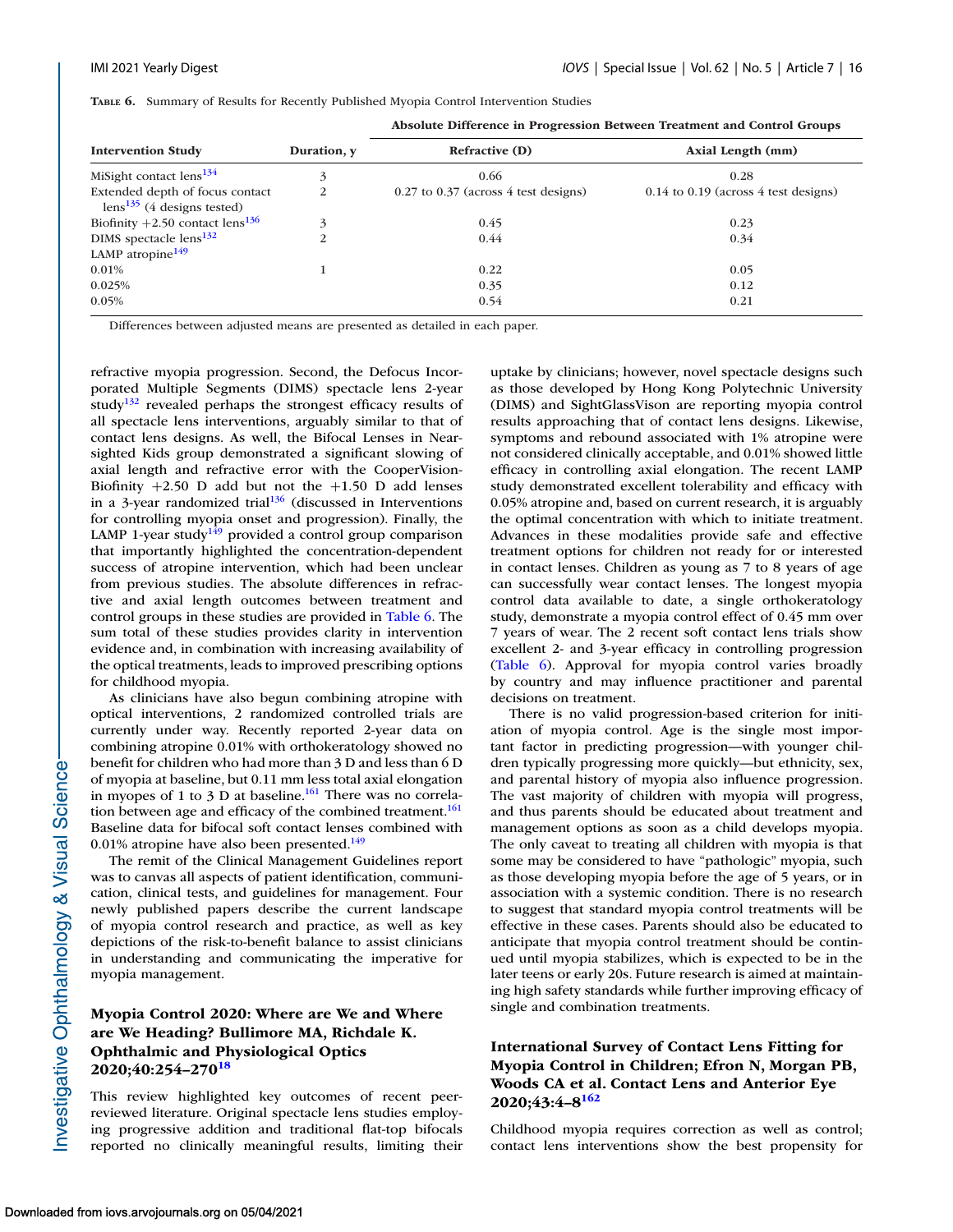**Table 6.** Summary of Results for Recently Published Myopia Control Intervention Studies

| | | Absolute Difference in Progression Between Treatment and Control Groups | |
|---|---|---|---|
| **Intervention Study** | **Duration, y** | **Refractive (D)** | **Axial Length (mm)** |
| MiSight contact lens[134] | 3 | 0.66 | 0.28 |
| Extended depth of focus contact lens[135] (4 designs tested) | 2 | 0.27 to 0.37 (across 4 test designs) | 0.14 to 0.19 (across 4 test designs) |
| Biofinity +2.50 contact lens[136] | 3 | 0.45 | 0.23 |
| DIMS spectacle lens[132] | 2 | 0.44 | 0.34 |
| LAMP atropine[149] | | | |
| 0.01% | 1 | 0.22 | 0.05 |
| 0.025% | | 0.35 | 0.12 |
| 0.05% | | 0.54 | 0.21 |

Differences between adjusted means are presented as detailed in each paper.

refractive myopia progression. Second, the Defocus Incorporated Multiple Segments (DIMS) spectacle lens 2-year study[132] revealed perhaps the strongest efficacy results of all spectacle lens interventions, arguably similar to that of contact lens designs. As well, the Bifocal Lenses in Nearsighted Kids group demonstrated a significant slowing of axial length and refractive error with the CooperVision-Biofinity +2.50 D add but not the +1.50 D add lenses in a 3-year randomized trial[136] (discussed in Interventions for controlling myopia onset and progression). Finally, the LAMP 1-year study[149] provided a control group comparison that importantly highlighted the concentration-dependent success of atropine intervention, which had been unclear from previous studies. The absolute differences in refractive and axial length outcomes between treatment and control groups in these studies are provided in Table 6. The sum total of these studies provides clarity in intervention evidence and, in combination with increasing availability of the optical treatments, leads to improved prescribing options for childhood myopia.

As clinicians have also begun combining atropine with optical interventions, 2 randomized controlled trials are currently under way. Recently reported 2-year data on combining atropine 0.01% with orthokeratology showed no benefit for children who had more than 3 D and less than 6 D of myopia at baseline, but 0.11 mm less total axial elongation in myopes of 1 to 3 D at baseline.[161] There was no correlation between age and efficacy of the combined treatment.[161] Baseline data for bifocal soft contact lenses combined with 0.01% atropine have also been presented.[149]

The remit of the Clinical Management Guidelines report was to canvas all aspects of patient identification, communication, clinical tests, and guidelines for management. Four newly published papers describe the current landscape of myopia control research and practice, as well as key depictions of the risk-to-benefit balance to assist clinicians in understanding and communicating the imperative for myopia management.

### Myopia Control 2020: Where are We and Where are We Heading? Bullimore MA, Richdale K. Ophthalmic and Physiological Optics 2020;40:254–270[18]

This review highlighted key outcomes of recent peer-reviewed literature. Original spectacle lens studies employing progressive addition and traditional flat-top bifocals reported no clinically meaningful results, limiting their uptake by clinicians; however, novel spectacle designs such as those developed by Hong Kong Polytechnic University (DIMS) and SightGlassVison are reporting myopia control results approaching that of contact lens designs. Likewise, symptoms and rebound associated with 1% atropine were not considered clinically acceptable, and 0.01% showed little efficacy in controlling axial elongation. The recent LAMP study demonstrated excellent tolerability and efficacy with 0.05% atropine and, based on current research, it is arguably the optimal concentration with which to initiate treatment. Advances in these modalities provide safe and effective treatment options for children not ready for or interested in contact lenses. Children as young as 7 to 8 years of age can successfully wear contact lenses. The longest myopia control data available to date, a single orthokeratology study, demonstrate a myopia control effect of 0.45 mm over 7 years of wear. The 2 recent soft contact lens trials show excellent 2- and 3-year efficacy in controlling progression (Table 6). Approval for myopia control varies broadly by country and may influence practitioner and parental decisions on treatment.

There is no valid progression-based criterion for initiation of myopia control. Age is the single most important factor in predicting progression—with younger children typically progressing more quickly—but ethnicity, sex, and parental history of myopia also influence progression. The vast majority of children with myopia will progress, and thus parents should be educated about treatment and management options as soon as a child develops myopia. The only caveat to treating all children with myopia is that some may be considered to have "pathologic" myopia, such as those developing myopia before the age of 5 years, or in association with a systemic condition. There is no research to suggest that standard myopia control treatments will be effective in these cases. Parents should also be educated to anticipate that myopia control treatment should be continued until myopia stabilizes, which is expected to be in the later teens or early 20s. Future research is aimed at maintaining high safety standards while further improving efficacy of single and combination treatments.

### International Survey of Contact Lens Fitting for Myopia Control in Children; Efron N, Morgan PB, Woods CA et al. Contact Lens and Anterior Eye 2020;43:4–8[162]

Childhood myopia requires correction as well as control; contact lens interventions show the best propensity for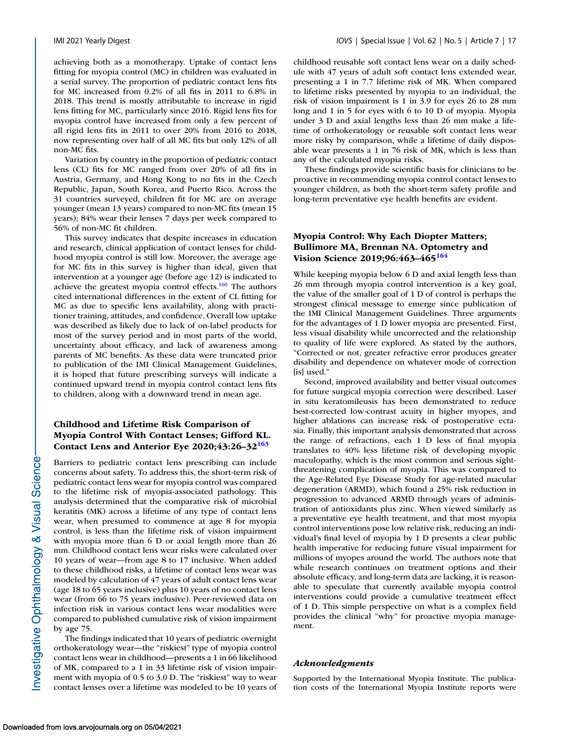achieving both as a monotherapy. Uptake of contact lens fitting for myopia control (MC) in children was evaluated in a serial survey. The proportion of pediatric contact lens fits for MC increased from 0.2% of all fits in 2011 to 6.8% in 2018. This trend is mostly attributable to increase in rigid lens fitting for MC, particularly since 2016. Rigid lens fits for myopia control have increased from only a few percent of all rigid lens fits in 2011 to over 20% from 2016 to 2018, now representing over half of all MC fits but only 12% of all non-MC fits.

Variation by country in the proportion of pediatric contact lens (CL) fits for MC ranged from over 20% of all fits in Austria, Germany, and Hong Kong to no fits in the Czech Republic, Japan, South Korea, and Puerto Rico. Across the 31 countries surveyed, children fit for MC are on average younger (mean 13 years) compared to non-MC fits (mean 15 years); 84% wear their lenses 7 days per week compared to 56% of non-MC fit children.

This survey indicates that despite increases in education and research, clinical application of contact lenses for childhood myopia control is still low. Moreover, the average age for MC fits in this survey is higher than ideal, given that intervention at a younger age (before age 12) is indicated to achieve the greatest myopia control effects.[160] The authors cited international differences in the extent of CL fitting for MC as due to specific lens availability, along with practitioner training, attitudes, and confidence. Overall low uptake was described as likely due to lack of on-label products for most of the survey period and in most parts of the world, uncertainty about efficacy, and lack of awareness among parents of MC benefits. As these data were truncated prior to publication of the IMI Clinical Management Guidelines, it is hoped that future prescribing surveys will indicate a continued upward trend in myopia control contact lens fits to children, along with a downward trend in mean age.

### Childhood and Lifetime Risk Comparison of Myopia Control With Contact Lenses; Gifford KL. Contact Lens and Anterior Eye 2020;43:26–32[163]

Barriers to pediatric contact lens prescribing can include concerns about safety. To address this, the short-term risk of pediatric contact lens wear for myopia control was compared to the lifetime risk of myopia-associated pathology. This analysis determined that the comparative risk of microbial keratitis (MK) across a lifetime of any type of contact lens wear, when presumed to commence at age 8 for myopia control, is less than the lifetime risk of vision impairment with myopia more than 6 D or axial length more than 26 mm. Childhood contact lens wear risks were calculated over 10 years of wear—from age 8 to 17 inclusive. When added to these childhood risks, a lifetime of contact lens wear was modeled by calculation of 47 years of adult contact lens wear (age 18 to 65 years inclusive) plus 10 years of no contact lens wear (from 66 to 75 years inclusive). Peer-reviewed data on infection risk in various contact lens wear modalities were compared to published cumulative risk of vision impairment by age 75.

The findings indicated that 10 years of pediatric overnight orthokeratology wear—the "riskiest" type of myopia control contact lens wear in childhood—presents a 1 in 66 likelihood of MK, compared to a 1 in 33 lifetime risk of vision impairment with myopia of 0.5 to 3.0 D. The "riskiest" way to wear contact lenses over a lifetime was modeled to be 10 years of childhood reusable soft contact lens wear on a daily schedule with 47 years of adult soft contact lens extended wear, presenting a 1 in 7.7 lifetime risk of MK. When compared to lifetime risks presented by myopia to an individual, the risk of vision impairment is 1 in 3.9 for eyes 26 to 28 mm long and 1 in 5 for eyes with 6 to 10 D of myopia. Myopia under 3 D and axial lengths less than 26 mm make a lifetime of orthokeratology or reusable soft contact lens wear more risky by comparison, while a lifetime of daily disposable wear presents a 1 in 76 risk of MK, which is less than any of the calculated myopia risks.

These findings provide scientific basis for clinicians to be proactive in recommending myopia control contact lenses to younger children, as both the short-term safety profile and long-term preventative eye health benefits are evident.

### Myopia Control: Why Each Diopter Matters; Bullimore MA, Brennan NA. Optometry and Vision Science 2019;96:463–465[164]

While keeping myopia below 6 D and axial length less than 26 mm through myopia control intervention is a key goal, the value of the smaller goal of 1 D of control is perhaps the strongest clinical message to emerge since publication of the IMI Clinical Management Guidelines. Three arguments for the advantages of 1 D lower myopia are presented. First, less visual disability while uncorrected and the relationship to quality of life were explored. As stated by the authors, "Corrected or not, greater refractive error produces greater disability and dependence on whatever mode of correction [is] used."

Second, improved availability and better visual outcomes for future surgical myopia correction were described. Laser in situ keratomileusis has been demonstrated to reduce best-corrected low-contrast acuity in higher myopes, and higher ablations can increase risk of postoperative ectasia. Finally, this important analysis demonstrated that across the range of refractions, each 1 D less of final myopia translates to 40% less lifetime risk of developing myopic maculopathy, which is the most common and serious sight-threatening complication of myopia. This was compared to the Age-Related Eye Disease Study for age-related macular degeneration (ARMD), which found a 25% risk reduction in progression to advanced ARMD through years of administration of antioxidants plus zinc. When viewed similarly as a preventative eye health treatment, and that most myopia control interventions pose low relative risk, reducing an individual's final level of myopia by 1 D presents a clear public health imperative for reducing future visual impairment for millions of myopes around the world. The authors note that while research continues on treatment options and their absolute efficacy, and long-term data are lacking, it is reasonable to speculate that currently available myopia control interventions could provide a cumulative treatment effect of 1 D. This simple perspective on what is a complex field provides the clinical "why" for proactive myopia management.

### *Acknowledgments*

Supported by the International Myopia Institute. The publication costs of the International Myopia Institute reports were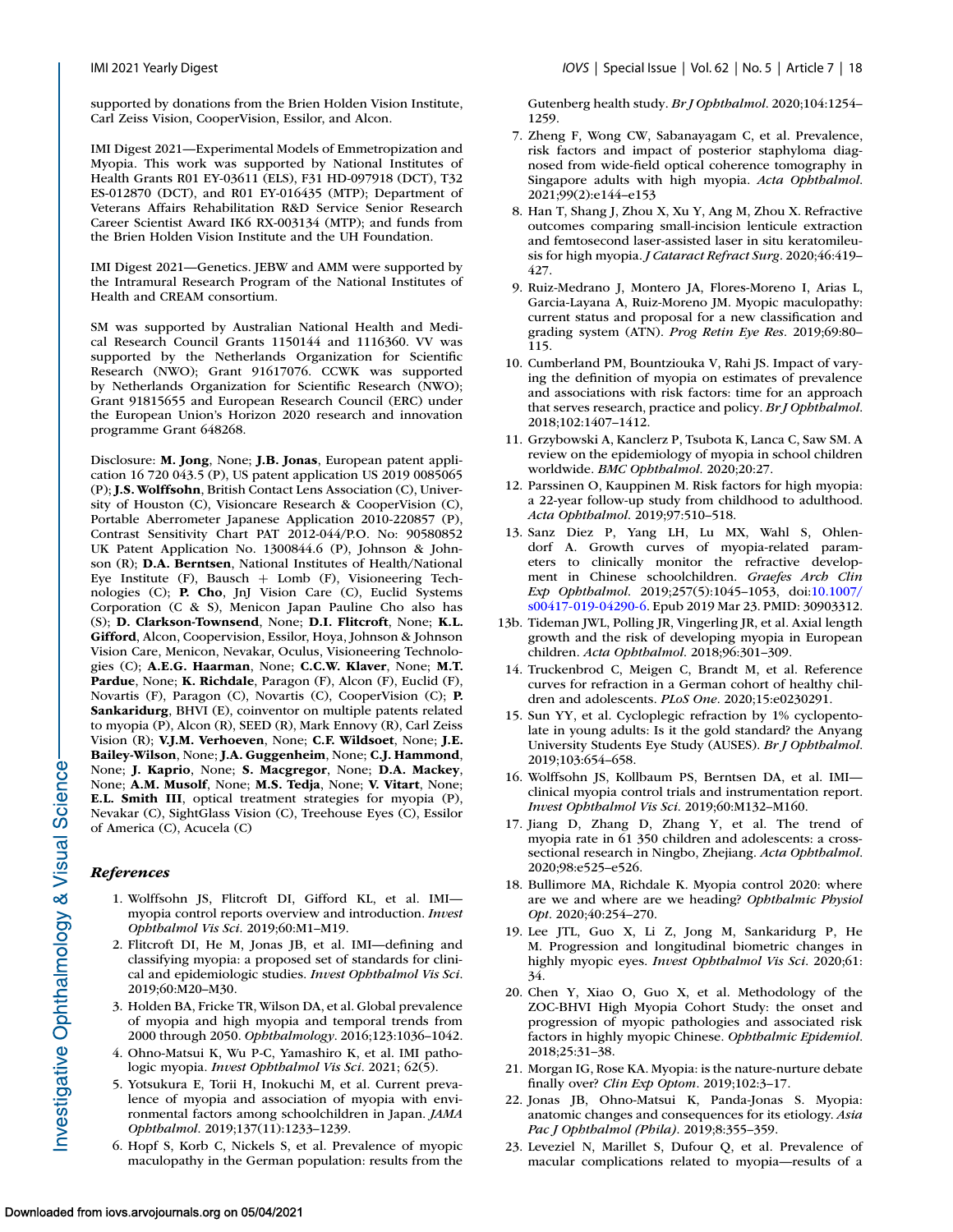supported by donations from the Brien Holden Vision Institute, Carl Zeiss Vision, CooperVision, Essilor, and Alcon.

IMI Digest 2021—Experimental Models of Emmetropization and Myopia. This work was supported by National Institutes of Health Grants R01 EY-03611 (ELS), F31 HD-097918 (DCT), T32 ES-012870 (DCT), and R01 EY-016435 (MTP); Department of Veterans Affairs Rehabilitation R&D Service Senior Research Career Scientist Award IK6 RX-003134 (MTP); and funds from the Brien Holden Vision Institute and the UH Foundation.

IMI Digest 2021—Genetics. JEBW and AMM were supported by the Intramural Research Program of the National Institutes of Health and CREAM consortium.

SM was supported by Australian National Health and Medical Research Council Grants 1150144 and 1116360. VV was supported by the Netherlands Organization for Scientific Research (NWO); Grant 91617076. CCWK was supported by Netherlands Organization for Scientific Research (NWO); Grant 91815655 and European Research Council (ERC) under the European Union's Horizon 2020 research and innovation programme Grant 648268.

Disclosure: **M. Jong**, None; **J.B. Jonas**, European patent application 16 720 043.5 (P), US patent application US 2019 0085065 (P); **J.S. Wolffsohn**, British Contact Lens Association (C), University of Houston (C), Visioncare Research & CooperVision (C), Portable Aberrometer Japanese Application 2010-220857 (P), Contrast Sensitivity Chart PAT 2012-044/P.O. No: 90580852 UK Patent Application No. 1300844.6 (P), Johnson & Johnson (R); **D.A. Berntsen**, National Institutes of Health/National Eye Institute (F), Bausch + Lomb (F), Visioneering Technologies (C); **P. Cho**, JnJ Vision Care (C), Euclid Systems Corporation (C & S), Menicon Japan Pauline Cho also has (S); **D. Clarkson-Townsend**, None; **D.I. Flitcroft**, None; **K.L. Gifford**, Alcon, Coopervision, Essilor, Hoya, Johnson & Johnson Vision Care, Menicon, Nevakar, Oculus, Visioneering Technologies (C); **A.E.G. Haarman**, None; **C.C.W. Klaver**, None; **M.T. Pardue**, None; **K. Richdale**, Paragon (F), Alcon (F), Euclid (F), Novartis (F), Paragon (C), Novartis (C), CooperVision (C); **P. Sankaridurg**, BHVI (E), coinventor on multiple patents related to myopia (P), Alcon (R), SEED (R), Mark Ennovy (R), Carl Zeiss Vision (R); **V.J.M. Verhoeven**, None; **C.F. Wildsoet**, None; **J.E. Bailey-Wilson**, None; **J.A. Guggenheim**, None; **C.J. Hammond**, None; **J. Kaprio**, None; **S. Macgregor**, None; **D.A. Mackey**, None; **A.M. Musolf**, None; **M.S. Tedja**, None; **V. Vitart**, None; **E.L. Smith III**, optical treatment strategies for myopia (P), Nevakar (C), SightGlass Vision (C), Treehouse Eyes (C), Essilor of America (C), Acucela (C)

## References

1. Wolffsohn JS, Flitcroft DI, Gifford KL, et al. IMI—myopia control reports overview and introduction. *Invest Ophthalmol Vis Sci*. 2019;60:M1–M19.
2. Flitcroft DI, He M, Jonas JB, et al. IMI—defining and classifying myopia: a proposed set of standards for clinical and epidemiologic studies. *Invest Ophthalmol Vis Sci*. 2019;60:M20–M30.
3. Holden BA, Fricke TR, Wilson DA, et al. Global prevalence of myopia and high myopia and temporal trends from 2000 through 2050. *Ophthalmology*. 2016;123:1036–1042.
4. Ohno-Matsui K, Wu P-C, Yamashiro K, et al. IMI pathologic myopia. *Invest Ophthalmol Vis Sci*. 2021; 62(5).
5. Yotsukura E, Torii H, Inokuchi M, et al. Current prevalence of myopia and association of myopia with environmental factors among schoolchildren in Japan. *JAMA Ophthalmol*. 2019;137(11):1233–1239.
6. Hopf S, Korb C, Nickels S, et al. Prevalence of myopic maculopathy in the German population: results from the Gutenberg health study. *Br J Ophthalmol*. 2020;104:1254–1259.
7. Zheng F, Wong CW, Sabanayagam C, et al. Prevalence, risk factors and impact of posterior staphyloma diagnosed from wide-field optical coherence tomography in Singapore adults with high myopia. *Acta Ophthalmol*. 2021;99(2):e144–e153
8. Han T, Shang J, Zhou X, Xu Y, Ang M, Zhou X. Refractive outcomes comparing small-incision lenticule extraction and femtosecond laser-assisted laser in situ keratomileusis for high myopia. *J Cataract Refract Surg*. 2020;46:419–427.
9. Ruiz-Medrano J, Montero JA, Flores-Moreno I, Arias L, Garcia-Layana A, Ruiz-Moreno JM. Myopic maculopathy: current status and proposal for a new classification and grading system (ATN). *Prog Retin Eye Res*. 2019;69:80–115.
10. Cumberland PM, Bountziouka V, Rahi JS. Impact of varying the definition of myopia on estimates of prevalence and associations with risk factors: time for an approach that serves research, practice and policy. *Br J Ophthalmol*. 2018;102:1407–1412.
11. Grzybowski A, Kanclerz P, Tsubota K, Lanca C, Saw SM. A review on the epidemiology of myopia in school children worldwide. *BMC Ophthalmol*. 2020;20:27.
12. Parssinen O, Kauppinen M. Risk factors for high myopia: a 22-year follow-up study from childhood to adulthood. *Acta Ophthalmol*. 2019;97:510–518.
13. Sanz Diez P, Yang LH, Lu MX, Wahl S, Ohlendorf A. Growth curves of myopia-related parameters to clinically monitor the refractive development in Chinese schoolchildren. *Graefes Arch Clin Exp Ophthalmol*. 2019;257(5):1045–1053, doi:10.1007/s00417-019-04290-6. Epub 2019 Mar 23. PMID: 30903312.

13b. Tideman JWL, Polling JR, Vingerling JR, et al. Axial length growth and the risk of developing myopia in European children. *Acta Ophthalmol*. 2018;96:301–309.

14. Truckenbrod C, Meigen C, Brandt M, et al. Reference curves for refraction in a German cohort of healthy children and adolescents. *PLoS One*. 2020;15:e0230291.
15. Sun YY, et al. Cycloplegic refraction by 1% cyclopentolate in young adults: Is it the gold standard? the Anyang University Students Eye Study (AUSES). *Br J Ophthalmol*. 2019;103:654–658.
16. Wolffsohn JS, Kollbaum PS, Berntsen DA, et al. IMI—clinical myopia control trials and instrumentation report. *Invest Ophthalmol Vis Sci*. 2019;60:M132–M160.
17. Jiang D, Zhang D, Zhang Y, et al. The trend of myopia rate in 61 350 children and adolescents: a cross-sectional research in Ningbo, Zhejiang. *Acta Ophthalmol*. 2020;98:e525–e526.
18. Bullimore MA, Richdale K. Myopia control 2020: where are we and where are we heading? *Ophthalmic Physiol Opt*. 2020;40:254–270.
19. Lee JTL, Guo X, Li Z, Jong M, Sankaridurg P, He M. Progression and longitudinal biometric changes in highly myopic eyes. *Invest Ophthalmol Vis Sci*. 2020;61:34.
20. Chen Y, Xiao O, Guo X, et al. Methodology of the ZOC-BHVI High Myopia Cohort Study: the onset and progression of myopic pathologies and associated risk factors in highly myopic Chinese. *Ophthalmic Epidemiol*. 2018;25:31–38.
21. Morgan IG, Rose KA. Myopia: is the nature-nurture debate finally over? *Clin Exp Optom*. 2019;102:3–17.
22. Jonas JB, Ohno-Matsui K, Panda-Jonas S. Myopia: anatomic changes and consequences for its etiology. *Asia Pac J Ophthalmol (Phila)*. 2019;8:355–359.
23. Leveziel N, Marillet S, Dufour Q, et al. Prevalence of macular complications related to myopia—results of a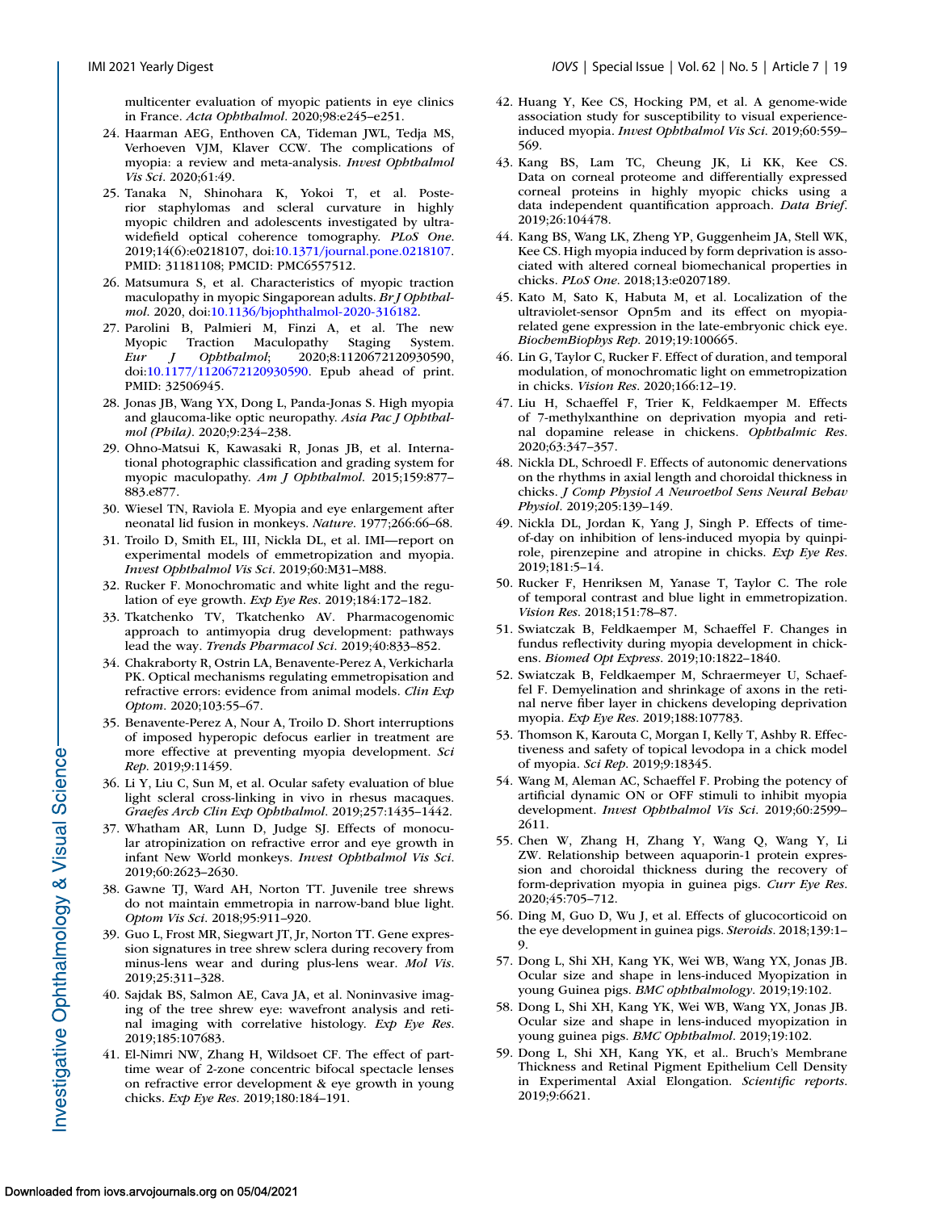multicenter evaluation of myopic patients in eye clinics in France. *Acta Ophthalmol*. 2020;98:e245–e251.

24. Haarman AEG, Enthoven CA, Tideman JWL, Tedja MS, Verhoeven VJM, Klaver CCW. The complications of myopia: a review and meta-analysis. *Invest Ophthalmol Vis Sci*. 2020;61:49.
25. Tanaka N, Shinohara K, Yokoi T, et al. Posterior staphylomas and scleral curvature in highly myopic children and adolescents investigated by ultra-widefield optical coherence tomography. *PLoS One*. 2019;14(6):e0218107, doi:10.1371/journal.pone.0218107. PMID: 31181108; PMCID: PMC6557512.
26. Matsumura S, et al. Characteristics of myopic traction maculopathy in myopic Singaporean adults. *Br J Ophthalmol*. 2020, doi:10.1136/bjophthalmol-2020-316182.
27. Parolini B, Palmieri M, Finzi A, et al. The new Myopic Traction Maculopathy Staging System. *Eur J Ophthalmol*; 2020;8:1120672120930590, doi:10.1177/1120672120930590. Epub ahead of print. PMID: 32506945.
28. Jonas JB, Wang YX, Dong L, Panda-Jonas S. High myopia and glaucoma-like optic neuropathy. *Asia Pac J Ophthalmol (Phila)*. 2020;9:234–238.
29. Ohno-Matsui K, Kawasaki R, Jonas JB, et al. International photographic classification and grading system for myopic maculopathy. *Am J Ophthalmol*. 2015;159:877–883.e877.
30. Wiesel TN, Raviola E. Myopia and eye enlargement after neonatal lid fusion in monkeys. *Nature*. 1977;266:66–68.
31. Troilo D, Smith EL, III, Nickla DL, et al. IMI—report on experimental models of emmetropization and myopia. *Invest Ophthalmol Vis Sci*. 2019;60:M31–M88.
32. Rucker F. Monochromatic and white light and the regulation of eye growth. *Exp Eye Res*. 2019;184:172–182.
33. Tkatchenko TV, Tkatchenko AV. Pharmacogenomic approach to antimyopia drug development: pathways lead the way. *Trends Pharmacol Sci*. 2019;40:833–852.
34. Chakraborty R, Ostrin LA, Benavente-Perez A, Verkicharla PK. Optical mechanisms regulating emmetropisation and refractive errors: evidence from animal models. *Clin Exp Optom*. 2020;103:55–67.
35. Benavente-Perez A, Nour A, Troilo D. Short interruptions of imposed hyperopic defocus earlier in treatment are more effective at preventing myopia development. *Sci Rep*. 2019;9:11459.
36. Li Y, Liu C, Sun M, et al. Ocular safety evaluation of blue light scleral cross-linking in vivo in rhesus macaques. *Graefes Arch Clin Exp Ophthalmol*. 2019;257:1435–1442.
37. Whatham AR, Lunn D, Judge SJ. Effects of monocular atropinization on refractive error and eye growth in infant New World monkeys. *Invest Ophthalmol Vis Sci*. 2019;60:2623–2630.
38. Gawne TJ, Ward AH, Norton TT. Juvenile tree shrews do not maintain emmetropia in narrow-band blue light. *Optom Vis Sci*. 2018;95:911–920.
39. Guo L, Frost MR, Siegwart JT, Jr, Norton TT. Gene expression signatures in tree shrew sclera during recovery from minus-lens wear and during plus-lens wear. *Mol Vis*. 2019;25:311–328.
40. Sajdak BS, Salmon AE, Cava JA, et al. Noninvasive imaging of the tree shrew eye: wavefront analysis and retinal imaging with correlative histology. *Exp Eye Res*. 2019;185:107683.
41. El-Nimri NW, Zhang H, Wildsoet CF. The effect of part-time wear of 2-zone concentric bifocal spectacle lenses on refractive error development & eye growth in young chicks. *Exp Eye Res*. 2019;180:184–191.
42. Huang Y, Kee CS, Hocking PM, et al. A genome-wide association study for susceptibility to visual experience-induced myopia. *Invest Ophthalmol Vis Sci*. 2019;60:559–569.
43. Kang BS, Lam TC, Cheung JK, Li KK, Kee CS. Data on corneal proteome and differentially expressed corneal proteins in highly myopic chicks using a data independent quantification approach. *Data Brief*. 2019;26:104478.
44. Kang BS, Wang LK, Zheng YP, Guggenheim JA, Stell WK, Kee CS. High myopia induced by form deprivation is associated with altered corneal biomechanical properties in chicks. *PLoS One*. 2018;13:e0207189.
45. Kato M, Sato K, Habuta M, et al. Localization of the ultraviolet-sensor Opn5m and its effect on myopia-related gene expression in the late-embryonic chick eye. *BiochemBiophys Rep*. 2019;19:100665.
46. Lin G, Taylor C, Rucker F. Effect of duration, and temporal modulation, of monochromatic light on emmetropization in chicks. *Vision Res*. 2020;166:12–19.
47. Liu H, Schaeffel F, Trier K, Feldkaemper M. Effects of 7-methylxanthine on deprivation myopia and retinal dopamine release in chickens. *Ophthalmic Res*. 2020;63:347–357.
48. Nickla DL, Schroedl F. Effects of autonomic denervations on the rhythms in axial length and choroidal thickness in chicks. *J Comp Physiol A Neuroethol Sens Neural Behav Physiol*. 2019;205:139–149.
49. Nickla DL, Jordan K, Yang J, Singh P. Effects of time-of-day on inhibition of lens-induced myopia by quinpirole, pirenzepine and atropine in chicks. *Exp Eye Res*. 2019;181:5–14.
50. Rucker F, Henriksen M, Yanase T, Taylor C. The role of temporal contrast and blue light in emmetropization. *Vision Res*. 2018;151:78–87.
51. Swiatczak B, Feldkaemper M, Schaeffel F. Changes in fundus reflectivity during myopia development in chickens. *Biomed Opt Express*. 2019;10:1822–1840.
52. Swiatczak B, Feldkaemper M, Schraermeyer U, Schaeffel F. Demyelination and shrinkage of axons in the retinal nerve fiber layer in chickens developing deprivation myopia. *Exp Eye Res*. 2019;188:107783.
53. Thomson K, Karouta C, Morgan I, Kelly T, Ashby R. Effectiveness and safety of topical levodopa in a chick model of myopia. *Sci Rep*. 2019;9:18345.
54. Wang M, Aleman AC, Schaeffel F. Probing the potency of artificial dynamic ON or OFF stimuli to inhibit myopia development. *Invest Ophthalmol Vis Sci*. 2019;60:2599–2611.
55. Chen W, Zhang H, Zhang Y, Wang Q, Wang Y, Li ZW. Relationship between aquaporin-1 protein expression and choroidal thickness during the recovery of form-deprivation myopia in guinea pigs. *Curr Eye Res*. 2020;45:705–712.
56. Ding M, Guo D, Wu J, et al. Effects of glucocorticoid on the eye development in guinea pigs. *Steroids*. 2018;139:1–9.
57. Dong L, Shi XH, Kang YK, Wei WB, Wang YX, Jonas JB. Ocular size and shape in lens-induced Myopization in young Guinea pigs. *BMC ophthalmology*. 2019;19:102.
58. Dong L, Shi XH, Kang YK, Wei WB, Wang YX, Jonas JB. Ocular size and shape in lens-induced myopization in young guinea pigs. *BMC Ophthalmol*. 2019;19:102.
59. Dong L, Shi XH, Kang YK, et al.. Bruch's Membrane Thickness and Retinal Pigment Epithelium Cell Density in Experimental Axial Elongation. *Scientific reports*. 2019;9:6621.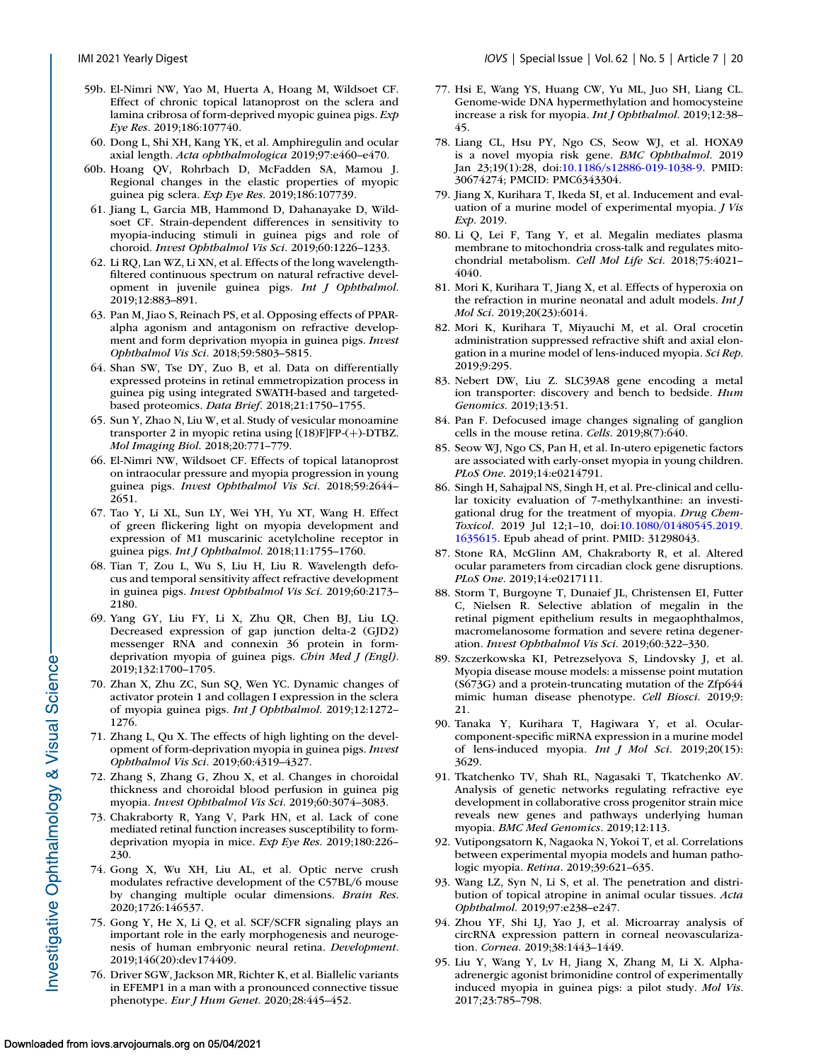59b. El-Nimri NW, Yao M, Huerta A, Hoang M, Wildsoet CF. Effect of chronic topical latanoprost on the sclera and lamina cribrosa of form-deprived myopic guinea pigs. *Exp Eye Res*. 2019;186:107740.

60. Dong L, Shi XH, Kang YK, et al. Amphiregulin and ocular axial length. *Acta ophthalmologica* 2019;97:e460–e470.

60b. Hoang QV, Rohrbach D, McFadden SA, Mamou J. Regional changes in the elastic properties of myopic guinea pig sclera. *Exp Eye Res*. 2019;186:107739.

61. Jiang L, Garcia MB, Hammond D, Dahanayake D, Wildsoet CF. Strain-dependent differences in sensitivity to myopia-inducing stimuli in guinea pigs and role of choroid. *Invest Ophthalmol Vis Sci*. 2019;60:1226–1233.

62. Li RQ, Lan WZ, Li XN, et al. Effects of the long wavelength-filtered continuous spectrum on natural refractive development in juvenile guinea pigs. *Int J Ophthalmol*. 2019;12:883–891.

63. Pan M, Jiao S, Reinach PS, et al. Opposing effects of PPAR-alpha agonism and antagonism on refractive development and form deprivation myopia in guinea pigs. *Invest Ophthalmol Vis Sci*. 2018;59:5803–5815.

64. Shan SW, Tse DY, Zuo B, et al. Data on differentially expressed proteins in retinal emmetropization process in guinea pig using integrated SWATH-based and targeted-based proteomics. *Data Brief*. 2018;21:1750–1755.

65. Sun Y, Zhao N, Liu W, et al. Study of vesicular monoamine transporter 2 in myopic retina using [(18)F]FP-(+)-DTBZ. *Mol Imaging Biol*. 2018;20:771–779.

66. El-Nimri NW, Wildsoet CF. Effects of topical latanoprost on intraocular pressure and myopia progression in young guinea pigs. *Invest Ophthalmol Vis Sci*. 2018;59:2644–2651.

67. Tao Y, Li XL, Sun LY, Wei YH, Yu XT, Wang H. Effect of green flickering light on myopia development and expression of M1 muscarinic acetylcholine receptor in guinea pigs. *Int J Ophthalmol*. 2018;11:1755–1760.

68. Tian T, Zou L, Wu S, Liu H, Liu R. Wavelength defocus and temporal sensitivity affect refractive development in guinea pigs. *Invest Ophthalmol Vis Sci*. 2019;60:2173–2180.

69. Yang GY, Liu FY, Li X, Zhu QR, Chen BJ, Liu LQ. Decreased expression of gap junction delta-2 (GJD2) messenger RNA and connexin 36 protein in form-deprivation myopia of guinea pigs. *Chin Med J (Engl)*. 2019;132:1700–1705.

70. Zhan X, Zhu ZC, Sun SQ, Wen YC. Dynamic changes of activator protein 1 and collagen I expression in the sclera of myopia guinea pigs. *Int J Ophthalmol*. 2019;12:1272–1276.

71. Zhang L, Qu X. The effects of high lighting on the development of form-deprivation myopia in guinea pigs. *Invest Ophthalmol Vis Sci*. 2019;60:4319–4327.

72. Zhang S, Zhang G, Zhou X, et al. Changes in choroidal thickness and choroidal blood perfusion in guinea pig myopia. *Invest Ophthalmol Vis Sci*. 2019;60:3074–3083.

73. Chakraborty R, Yang V, Park HN, et al. Lack of cone mediated retinal function increases susceptibility to form-deprivation myopia in mice. *Exp Eye Res*. 2019;180:226–230.

74. Gong X, Wu XH, Liu AL, et al. Optic nerve crush modulates refractive development of the C57BL/6 mouse by changing multiple ocular dimensions. *Brain Res*. 2020;1726:146537.

75. Gong Y, He X, Li Q, et al. SCF/SCFR signaling plays an important role in the early morphogenesis and neurogenesis of human embryonic neural retina. *Development*. 2019;146(20):dev174409.

76. Driver SGW, Jackson MR, Richter K, et al. Biallelic variants in EFEMP1 in a man with a pronounced connective tissue phenotype. *Eur J Hum Genet*. 2020;28:445–452.

77. Hsi E, Wang YS, Huang CW, Yu ML, Juo SH, Liang CL. Genome-wide DNA hypermethylation and homocysteine increase a risk for myopia. *Int J Ophthalmol*. 2019;12:38–45.

78. Liang CL, Hsu PY, Ngo CS, Seow WJ, et al. HOXA9 is a novel myopia risk gene. *BMC Ophthalmol*. 2019 Jan 23;19(1):28, doi:10.1186/s12886-019-1038-9. PMID: 30674274; PMCID: PMC6343304.

79. Jiang X, Kurihara T, Ikeda SI, et al. Inducement and evaluation of a murine model of experimental myopia. *J Vis Exp*. 2019.

80. Li Q, Lei F, Tang Y, et al. Megalin mediates plasma membrane to mitochondria cross-talk and regulates mitochondrial metabolism. *Cell Mol Life Sci*. 2018;75:4021–4040.

81. Mori K, Kurihara T, Jiang X, et al. Effects of hyperoxia on the refraction in murine neonatal and adult models. *Int J Mol Sci*. 2019;20(23):6014.

82. Mori K, Kurihara T, Miyauchi M, et al. Oral crocetin administration suppressed refractive shift and axial elongation in a murine model of lens-induced myopia. *Sci Rep*. 2019;9:295.

83. Nebert DW, Liu Z. SLC39A8 gene encoding a metal ion transporter: discovery and bench to bedside. *Hum Genomics*. 2019;13:51.

84. Pan F. Defocused image changes signaling of ganglion cells in the mouse retina. *Cells*. 2019;8(7):640.

85. Seow WJ, Ngo CS, Pan H, et al. In-utero epigenetic factors are associated with early-onset myopia in young children. *PLoS One*. 2019;14:e0214791.

86. Singh H, Sahajpal NS, Singh H, et al. Pre-clinical and cellular toxicity evaluation of 7-methylxanthine: an investigational drug for the treatment of myopia. *Drug Chem Toxicol*. 2019 Jul 12;1–10, doi:10.1080/01480545.2019.1635615. Epub ahead of print. PMID: 31298043.

87. Stone RA, McGlinn AM, Chakraborty R, et al. Altered ocular parameters from circadian clock gene disruptions. *PLoS One*. 2019;14:e0217111.

88. Storm T, Burgoyne T, Dunaief JL, Christensen EI, Futter C, Nielsen R. Selective ablation of megalin in the retinal pigment epithelium results in megaophthalmos, macromelanosome formation and severe retina degeneration. *Invest Ophthalmol Vis Sci*. 2019;60:322–330.

89. Szczerkowska KI, Petrezselyova S, Lindovsky J, et al. Myopia disease mouse models: a missense point mutation (S673G) and a protein-truncating mutation of the Zfp644 mimic human disease phenotype. *Cell Biosci*. 2019;9:21.

90. Tanaka Y, Kurihara T, Hagiwara Y, et al. Ocular-component-specific miRNA expression in a murine model of lens-induced myopia. *Int J Mol Sci*. 2019;20(15):3629.

91. Tkatchenko TV, Shah RL, Nagasaki T, Tkatchenko AV. Analysis of genetic networks regulating refractive eye development in collaborative cross progenitor strain mice reveals new genes and pathways underlying human myopia. *BMC Med Genomics*. 2019;12:113.

92. Vutipongsatorn K, Nagaoka N, Yokoi T, et al. Correlations between experimental myopia models and human pathologic myopia. *Retina*. 2019;39:621–635.

93. Wang LZ, Syn N, Li S, et al. The penetration and distribution of topical atropine in animal ocular tissues. *Acta Ophthalmol*. 2019;97:e238–e247.

94. Zhou YF, Shi LJ, Yao J, et al. Microarray analysis of circRNA expression pattern in corneal neovascularization. *Cornea*. 2019;38:1443–1449.

95. Liu Y, Wang Y, Lv H, Jiang X, Zhang M, Li X. Alpha-adrenergic agonist brimonidine control of experimentally induced myopia in guinea pigs: a pilot study. *Mol Vis*. 2017;23:785–798.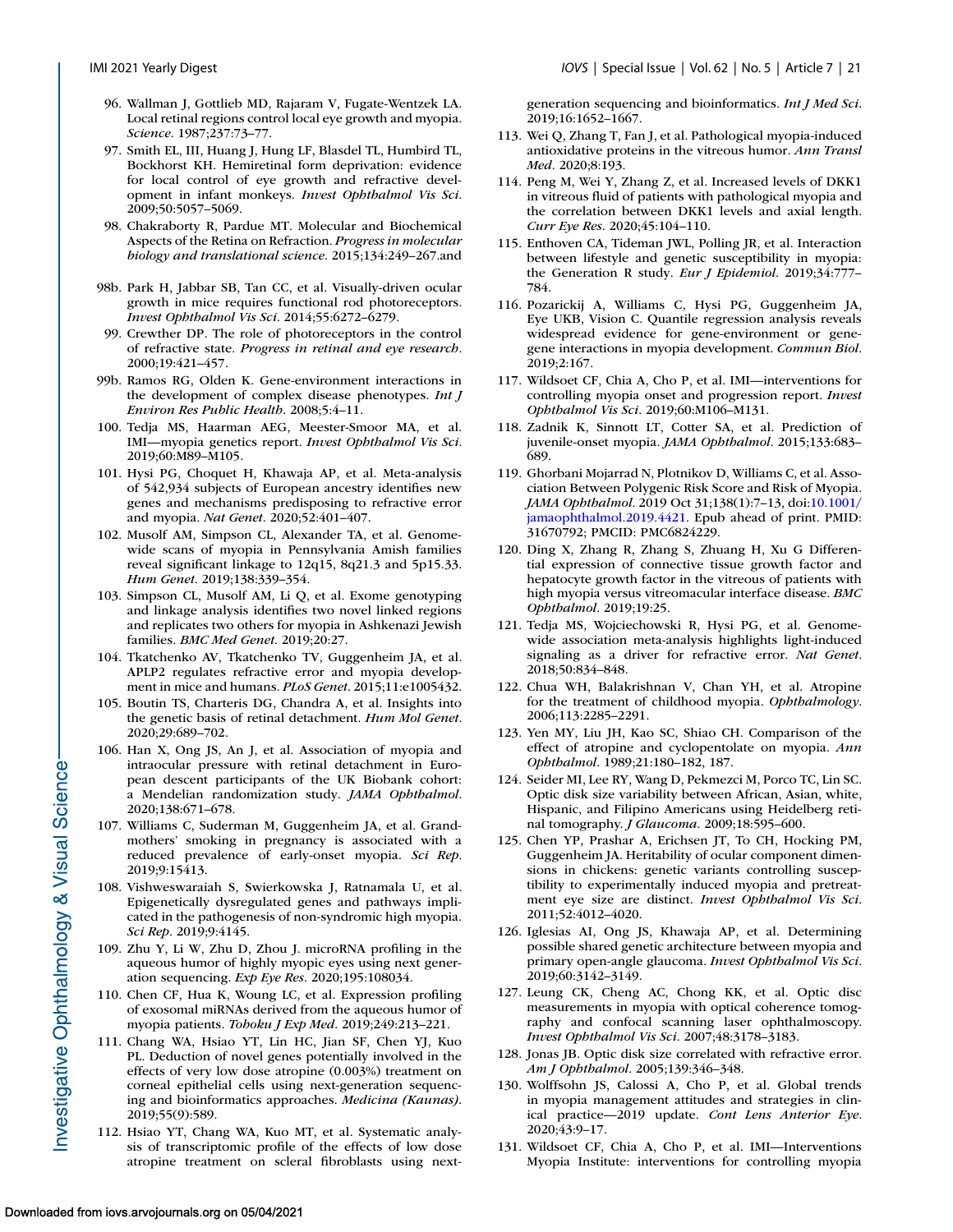96. Wallman J, Gottlieb MD, Rajaram V, Fugate-Wentzek LA. Local retinal regions control local eye growth and myopia. *Science*. 1987;237:73–77.
97. Smith EL, III, Huang J, Hung LF, Blasdel TL, Humbird TL, Bockhorst KH. Hemiretinal form deprivation: evidence for local control of eye growth and refractive development in infant monkeys. *Invest Ophthalmol Vis Sci*. 2009;50:5057–5069.
98. Chakraborty R, Pardue MT. Molecular and Biochemical Aspects of the Retina on Refraction. *Progress in molecular biology and translational science*. 2015;134:249–267.and

98b. Park H, Jabbar SB, Tan CC, et al. Visually-driven ocular growth in mice requires functional rod photoreceptors. *Invest Ophthalmol Vis Sci*. 2014;55:6272–6279.

99. Crewther DP. The role of photoreceptors in the control of refractive state. *Progress in retinal and eye research*. 2000;19:421–457.

99b. Ramos RG, Olden K. Gene-environment interactions in the development of complex disease phenotypes. *Int J Environ Res Public Health*. 2008;5:4–11.

100. Tedja MS, Haarman AEG, Meester-Smoor MA, et al. IMI—myopia genetics report. *Invest Ophthalmol Vis Sci*. 2019;60:M89–M105.
101. Hysi PG, Choquet H, Khawaja AP, et al. Meta-analysis of 542,934 subjects of European ancestry identifies new genes and mechanisms predisposing to refractive error and myopia. *Nat Genet*. 2020;52:401–407.
102. Musolf AM, Simpson CL, Alexander TA, et al. Genome-wide scans of myopia in Pennsylvania Amish families reveal significant linkage to 12q15, 8q21.3 and 5p15.33. *Hum Genet*. 2019;138:339–354.
103. Simpson CL, Musolf AM, Li Q, et al. Exome genotyping and linkage analysis identifies two novel linked regions and replicates two others for myopia in Ashkenazi Jewish families. *BMC Med Genet*. 2019;20:27.
104. Tkatchenko AV, Tkatchenko TV, Guggenheim JA, et al. APLP2 regulates refractive error and myopia development in mice and humans. *PLoS Genet*. 2015;11:e1005432.
105. Boutin TS, Charteris DG, Chandra A, et al. Insights into the genetic basis of retinal detachment. *Hum Mol Genet*. 2020;29:689–702.
106. Han X, Ong JS, An J, et al. Association of myopia and intraocular pressure with retinal detachment in European descent participants of the UK Biobank cohort: a Mendelian randomization study. *JAMA Ophthalmol*. 2020;138:671–678.
107. Williams C, Suderman M, Guggenheim JA, et al. Grandmothers' smoking in pregnancy is associated with a reduced prevalence of early-onset myopia. *Sci Rep*. 2019;9:15413.
108. Vishweswaraiah S, Swierkowska J, Ratnamala U, et al. Epigenetically dysregulated genes and pathways implicated in the pathogenesis of non-syndromic high myopia. *Sci Rep*. 2019;9:4145.
109. Zhu Y, Li W, Zhu D, Zhou J. microRNA profiling in the aqueous humor of highly myopic eyes using next generation sequencing. *Exp Eye Res*. 2020;195:108034.
110. Chen CF, Hua K, Woung LC, et al. Expression profiling of exosomal miRNAs derived from the aqueous humor of myopia patients. *Tohoku J Exp Med*. 2019;249:213–221.
111. Chang WA, Hsiao YT, Lin HC, Jian SF, Chen YJ, Kuo PL. Deduction of novel genes potentially involved in the effects of very low dose atropine (0.003%) treatment on corneal epithelial cells using next-generation sequencing and bioinformatics approaches. *Medicina (Kaunas)*. 2019;55(9):589.
112. Hsiao YT, Chang WA, Kuo MT, et al. Systematic analysis of transcriptomic profile of the effects of low dose atropine treatment on scleral fibroblasts using next-generation sequencing and bioinformatics. *Int J Med Sci*. 2019;16:1652–1667.
113. Wei Q, Zhang T, Fan J, et al. Pathological myopia-induced antioxidative proteins in the vitreous humor. *Ann Transl Med*. 2020;8:193.
114. Peng M, Wei Y, Zhang Z, et al. Increased levels of DKK1 in vitreous fluid of patients with pathological myopia and the correlation between DKK1 levels and axial length. *Curr Eye Res*. 2020;45:104–110.
115. Enthoven CA, Tideman JWL, Polling JR, et al. Interaction between lifestyle and genetic susceptibility in myopia: the Generation R study. *Eur J Epidemiol*. 2019;34:777–784.
116. Pozarickij A, Williams C, Hysi PG, Guggenheim JA, Eye UKB, Vision C. Quantile regression analysis reveals widespread evidence for gene-environment or gene-gene interactions in myopia development. *Commun Biol*. 2019;2:167.
117. Wildsoet CF, Chia A, Cho P, et al. IMI—interventions for controlling myopia onset and progression report. *Invest Ophthalmol Vis Sci*. 2019;60:M106–M131.
118. Zadnik K, Sinnott LT, Cotter SA, et al. Prediction of juvenile-onset myopia. *JAMA Ophthalmol*. 2015;133:683–689.
119. Ghorbani Mojarrad N, Plotnikov D, Williams C, et al. Association Between Polygenic Risk Score and Risk of Myopia. *JAMA Ophthalmol*. 2019 Oct 31;138(1):7–13, doi:10.1001/jamaophthalmol.2019.4421. Epub ahead of print. PMID: 31670792; PMCID: PMC6824229.
120. Ding X, Zhang R, Zhang S, Zhuang H, Xu G Differential expression of connective tissue growth factor and hepatocyte growth factor in the vitreous of patients with high myopia versus vitreomacular interface disease. *BMC Ophthalmol*. 2019;19:25.
121. Tedja MS, Wojciechowski R, Hysi PG, et al. Genome-wide association meta-analysis highlights light-induced signaling as a driver for refractive error. *Nat Genet*. 2018;50:834–848.
122. Chua WH, Balakrishnan V, Chan YH, et al. Atropine for the treatment of childhood myopia. *Ophthalmology*. 2006;113:2285–2291.
123. Yen MY, Liu JH, Kao SC, Shiao CH. Comparison of the effect of atropine and cyclopentolate on myopia. *Ann Ophthalmol*. 1989;21:180–182, 187.
124. Seider MI, Lee RY, Wang D, Pekmezci M, Porco TC, Lin SC. Optic disk size variability between African, Asian, white, Hispanic, and Filipino Americans using Heidelberg retinal tomography. *J Glaucoma*. 2009;18:595–600.
125. Chen YP, Prashar A, Erichsen JT, To CH, Hocking PM, Guggenheim JA. Heritability of ocular component dimensions in chickens: genetic variants controlling susceptibility to experimentally induced myopia and pretreatment eye size are distinct. *Invest Ophthalmol Vis Sci*. 2011;52:4012–4020.
126. Iglesias AI, Ong JS, Khawaja AP, et al. Determining possible shared genetic architecture between myopia and primary open-angle glaucoma. *Invest Ophthalmol Vis Sci*. 2019;60:3142–3149.
127. Leung CK, Cheng AC, Chong KK, et al. Optic disc measurements in myopia with optical coherence tomography and confocal scanning laser ophthalmoscopy. *Invest Ophthalmol Vis Sci*. 2007;48:3178–3183.
128. Jonas JB. Optic disk size correlated with refractive error. *Am J Ophthalmol*. 2005;139:346–348.
130. Wolffsohn JS, Calossi A, Cho P, et al. Global trends in myopia management attitudes and strategies in clinical practice—2019 update. *Cont Lens Anterior Eye*. 2020;43:9–17.
131. Wildsoet CF, Chia A, Cho P, et al. IMI—Interventions Myopia Institute: interventions for controlling myopia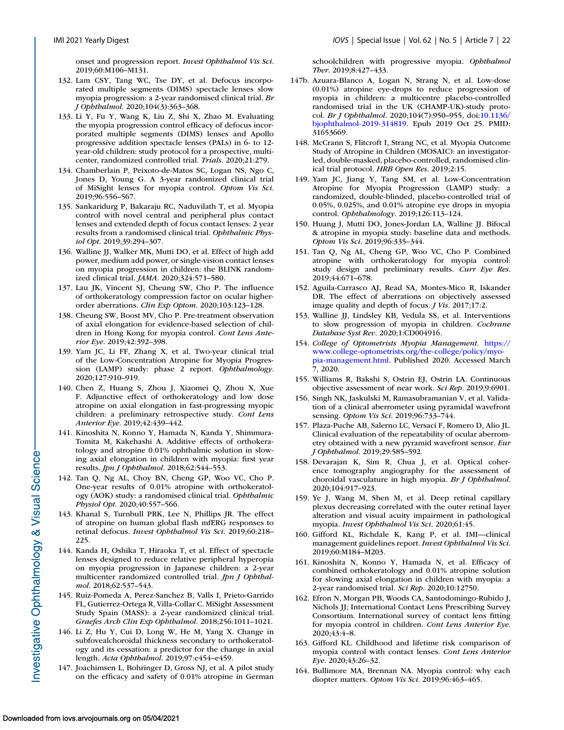onset and progression report. *Invest Ophthalmol Vis Sci*. 2019;60:M106–M131.

132. Lam CSY, Tang WC, Tse DY, et al. Defocus incorporated multiple segments (DIMS) spectacle lenses slow myopia progression: a 2-year randomised clinical trial. *Br J Ophthalmol*. 2020;104(3):363–368.
133. Li Y, Fu Y, Wang K, Liu Z, Shi X, Zhao M. Evaluating the myopia progression control efficacy of defocus incorporated multiple segments (DIMS) lenses and Apollo progressive addition spectacle lenses (PALs) in 6- to 12-year-old children: study protocol for a prospective, multicenter, randomized controlled trial. *Trials*. 2020;21:279.
134. Chamberlain P, Peixoto-de-Matos SC, Logan NS, Ngo C, Jones D, Young G. A 3-year randomized clinical trial of MiSight lenses for myopia control. *Optom Vis Sci*. 2019;96:556–567.
135. Sankaridurg P, Bakaraju RC, Naduvilath T, et al. Myopia control with novel central and peripheral plus contact lenses and extended depth of focus contact lenses: 2 year results from a randomised clinical trial. *Ophthalmic Physiol Opt*. 2019;39:294–307.
136. Walline JJ, Walker MK, Mutti DO, et al. Effect of high add power, medium add power, or single-vision contact lenses on myopia progression in children: the BLINK randomized clinical trial. *JAMA*. 2020;324:571–580.
137. Lau JK, Vincent SJ, Cheung SW, Cho P. The influence of orthokeratology compression factor on ocular higher-order aberrations. *Clin Exp Optom*. 2020;103:123–128.
138. Cheung SW, Boost MV, Cho P. Pre-treatment observation of axial elongation for evidence-based selection of children in Hong Kong for myopia control. *Cont Lens Anterior Eye*. 2019;42:392–398.
139. Yam JC, Li FF, Zhang X, et al. Two-year clinical trial of the Low-Concentration Atropine for Myopia Progression (LAMP) study: phase 2 report. *Ophthalmology*. 2020;127:910–919.
140. Chen Z, Huang S, Zhou J, Xiaomei Q, Zhou X, Xue F. Adjunctive effect of orthokeratology and low dose atropine on axial elongation in fast-progressing myopic children: a preliminary retrospective study. *Cont Lens Anterior Eye*. 2019;42:439–442.
141. Kinoshita N, Konno Y, Hamada N, Kanda Y, Shimmura-Tomita M, Kakehashi A. Additive effects of orthokeratology and atropine 0.01% ophthalmic solution in slowing axial elongation in children with myopia: first year results. *Jpn J Ophthalmol*. 2018;62:544–553.
142. Tan Q, Ng AL, Choy BN, Cheng GP, Woo VC, Cho P. One-year results of 0.01% atropine with orthokeratology (AOK) study: a randomised clinical trial. *Ophthalmic Physiol Opt*. 2020;40:557–566.
143. Khanal S, Turnbull PRK, Lee N, Phillips JR. The effect of atropine on human global flash mfERG responses to retinal defocus. *Invest Ophthalmol Vis Sci*. 2019;60:218–225.
144. Kanda H, Oshika T, Hiraoka T, et al. Effect of spectacle lenses designed to reduce relative peripheral hyperopia on myopia progression in Japanese children: a 2-year multicenter randomized controlled trial. *Jpn J Ophthalmol*. 2018;62:537–543.
145. Ruiz-Pomeda A, Perez-Sanchez B, Valls I, Prieto-Garrido FL, Gutierrez-Ortega R, Villa-Collar C. MiSight Assessment Study Spain (MASS): a 2-year randomized clinical trial. *Graefes Arch Clin Exp Ophthalmol*. 2018;256:1011–1021.
146. Li Z, Hu Y, Cui D, Long W, He M, Yang X. Change in subfovealchoroidal thickness secondary to orthokeratology and its cessation: a predictor for the change in axial length. *Acta Ophthalmol*. 2019;97:e454–e459.
147. Joachimsen L, Bohringer D, Gross NJ, et al. A pilot study on the efficacy and safety of 0.01% atropine in German schoolchildren with progressive myopia. *Ophthalmol Ther*. 2019;8:427–433.

147b. Azuara-Blanco A, Logan N, Strang N, et al. Low-dose (0.01%) atropine eye-drops to reduce progression of myopia in children: a multicentre placebo-controlled randomised trial in the UK (CHAMP-UK)-study protocol. *Br J Ophthalmol*. 2020;104(7):950–955, doi:10.1136/bjophthalmol-2019-314819. Epub 2019 Oct 25. PMID: 31653669.

148. McCrann S, Flitcroft I, Strang NC, et al. Myopia Outcome Study of Atropine in Children (MOSAIC): an investigator-led, double-masked, placebo-controlled, randomised clinical trial protocol. *HRB Open Res*. 2019;2:15.
149. Yam JC, Jiang Y, Tang SM, et al. Low-Concentration Atropine for Myopia Progression (LAMP) study: a randomized, double-blinded, placebo-controlled trial of 0.05%, 0.025%, and 0.01% atropine eye drops in myopia control. *Ophthalmology*. 2019;126:113–124.
150. Huang J, Mutti DO, Jones-Jordan LA, Walline JJ. Bifocal & atropine in myopia study: baseline data and methods. *Optom Vis Sci*. 2019;96:335–344.
151. Tan Q, Ng AL, Cheng GP, Woo VC, Cho P. Combined atropine with orthokeratology for myopia control: study design and preliminary results. *Curr Eye Res*. 2019;44:671–678.
152. Aguila-Carrasco AJ, Read SA, Montes-Mico R, Iskander DR. The effect of aberrations on objectively assessed image quality and depth of focus. *J Vis*. 2017;17:2.
153. Walline JJ, Lindsley KB, Vedula SS, et al. Interventions to slow progression of myopia in children. *Cochrane Database Syst Rev*. 2020;1:CD004916.
154. *College of Optometrists Myopia Management*. https://www.college-optometrists.org/the-college/policy/myopia-management.html. Published 2020. Accessed March 7, 2020.
155. Williams R, Bakshi S, Ostrin EJ, Ostrin LA. Continuous objective assessment of near work. *Sci Rep*. 2019;9:6901.
156. Singh NK, Jaskulski M, Ramasubramanian V, et al. Validation of a clinical aberrometer using pyramidal wavefront sensing. *Optom Vis Sci*. 2019;96:733–744.
157. Plaza-Puche AB, Salerno LC, Versaci F, Romero D, Alio JL. Clinical evaluation of the repeatability of ocular aberrometry obtained with a new pyramid wavefront sensor. *Eur J Ophthalmol*. 2019;29:585–592.
158. Devarajan K, Sim R, Chua J, et al. Optical coherence tomography angiography for the assessment of choroidal vasculature in high myopia. *Br J Ophthalmol*. 2020;104:917–923.
159. Ye J, Wang M, Shen M, et al. Deep retinal capillary plexus decreasing correlated with the outer retinal layer alteration and visual acuity impairment in pathological myopia. *Invest Ophthalmol Vis Sci*. 2020;61:45.
160. Gifford KL, Richdale K, Kang P, et al. IMI—clinical management guidelines report. *Invest Ophthalmol Vis Sci*. 2019;60:M184–M203.
161. Kinoshita N, Konno Y, Hamada N, et al. Efficacy of combined orthokeratology and 0.01% atropine solution for slowing axial elongation in children with myopia: a 2-year randomised trial. *Sci Rep*. 2020;10:12750.
162. Efron N, Morgan PB, Woods CA, Santodomingo-Rubido J, Nichols JJ; International Contact Lens Prescribing Survey Consortium. International survey of contact lens fitting for myopia control in children. *Cont Lens Anterior Eye*. 2020;43:4–8.
163. Gifford KL. Childhood and lifetime risk comparison of myopia control with contact lenses. *Cont Lens Anterior Eye*. 2020;43:26–32.
164. Bullimore MA, Brennan NA. Myopia control: why each diopter matters. *Optom Vis Sci*. 2019;96:463–465.